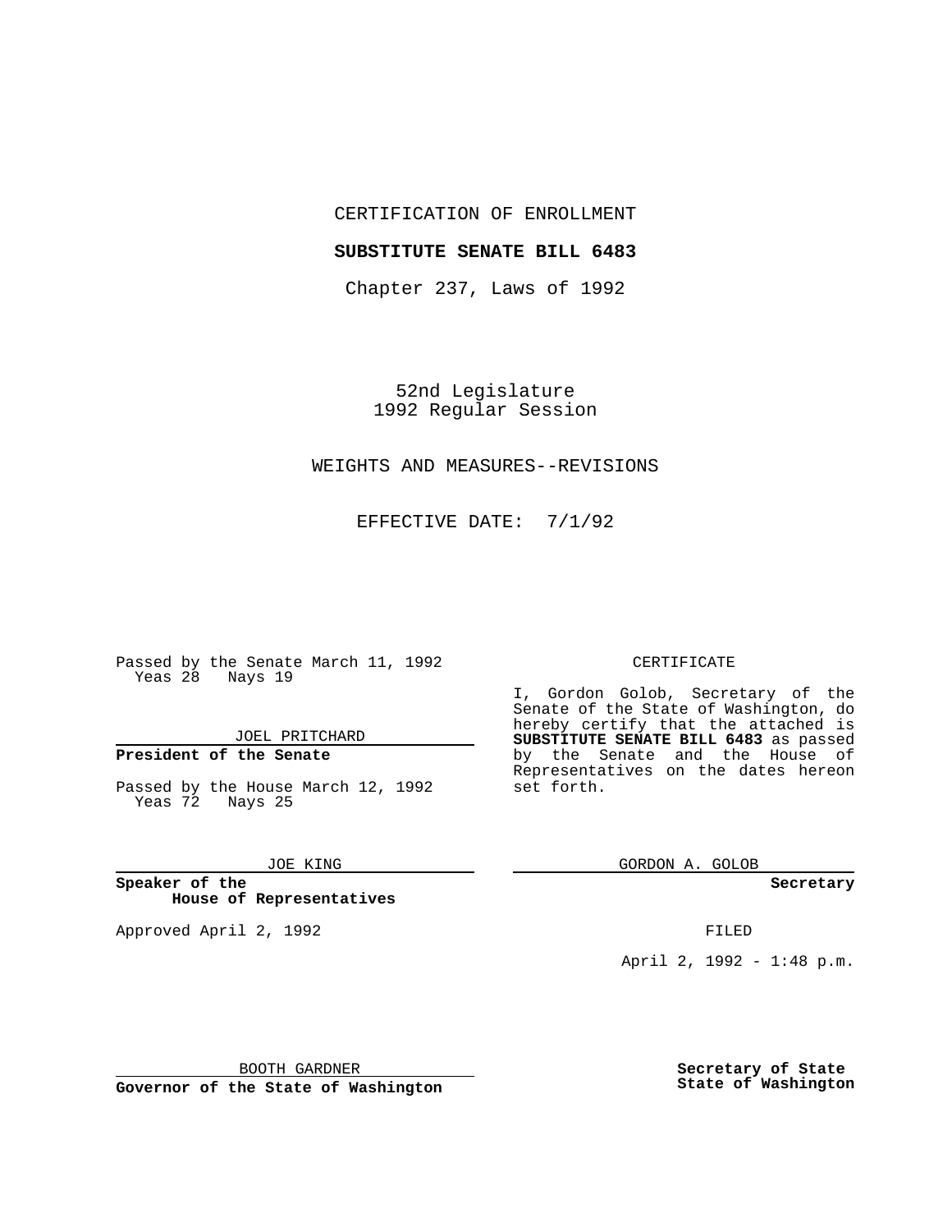CERTIFICATION OF ENROLLMENT

**SUBSTITUTE SENATE BILL 6483**

Chapter 237, Laws of 1992

52nd Legislature
1992 Regular Session

WEIGHTS AND MEASURES--REVISIONS

EFFECTIVE DATE: 7/1/92

Passed by the Senate March 11, 1992
Yeas 28 Nays 19

JOEL PRITCHARD

**President of the Senate**

Passed by the House March 12, 1992
Yeas 72 Nays 25

JOE KING

**Speaker of the House of Representatives**

Approved April 2, 1992

BOOTH GARDNER

**Governor of the State of Washington**

CERTIFICATE

I, Gordon Golob, Secretary of the Senate of the State of Washington, do hereby certify that the attached is **SUBSTITUTE SENATE BILL 6483** as passed by the Senate and the House of Representatives on the dates hereon set forth.

GORDON A. GOLOB

**Secretary**

FILED

April 2, 1992 - 1:48 p.m.

**Secretary of State**
**State of Washington**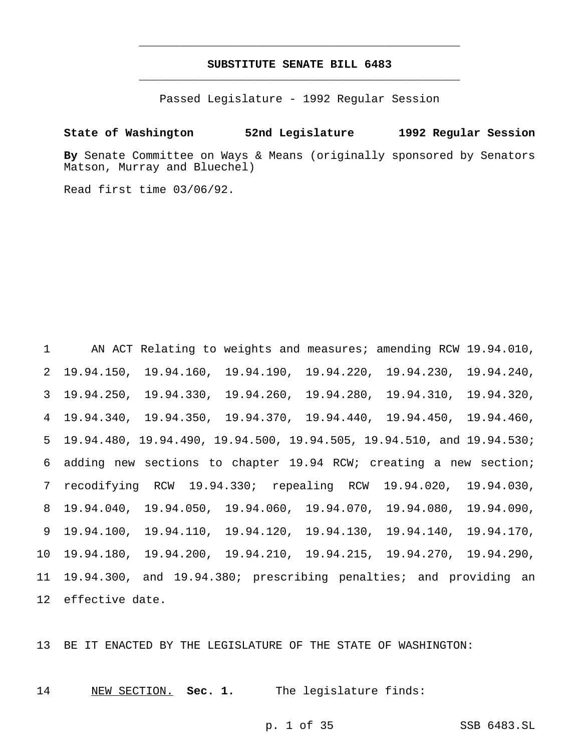# SUBSTITUTE SENATE BILL 6483

Passed Legislature - 1992 Regular Session

**State of Washington 52nd Legislature 1992 Regular Session**

**By** Senate Committee on Ways & Means (originally sponsored by Senators Matson, Murray and Bluechel)

Read first time 03/06/92.

AN ACT Relating to weights and measures; amending RCW 19.94.010, 19.94.150, 19.94.160, 19.94.190, 19.94.220, 19.94.230, 19.94.240, 19.94.250, 19.94.330, 19.94.260, 19.94.280, 19.94.310, 19.94.320, 19.94.340, 19.94.350, 19.94.370, 19.94.440, 19.94.450, 19.94.460, 19.94.480, 19.94.490, 19.94.500, 19.94.505, 19.94.510, and 19.94.530; adding new sections to chapter 19.94 RCW; creating a new section; recodifying RCW 19.94.330; repealing RCW 19.94.020, 19.94.030, 19.94.040, 19.94.050, 19.94.060, 19.94.070, 19.94.080, 19.94.090, 19.94.100, 19.94.110, 19.94.120, 19.94.130, 19.94.140, 19.94.170, 19.94.180, 19.94.200, 19.94.210, 19.94.215, 19.94.270, 19.94.290, 19.94.300, and 19.94.380; prescribing penalties; and providing an effective date.

BE IT ENACTED BY THE LEGISLATURE OF THE STATE OF WASHINGTON:

NEW SECTION. **Sec. 1.** The legislature finds: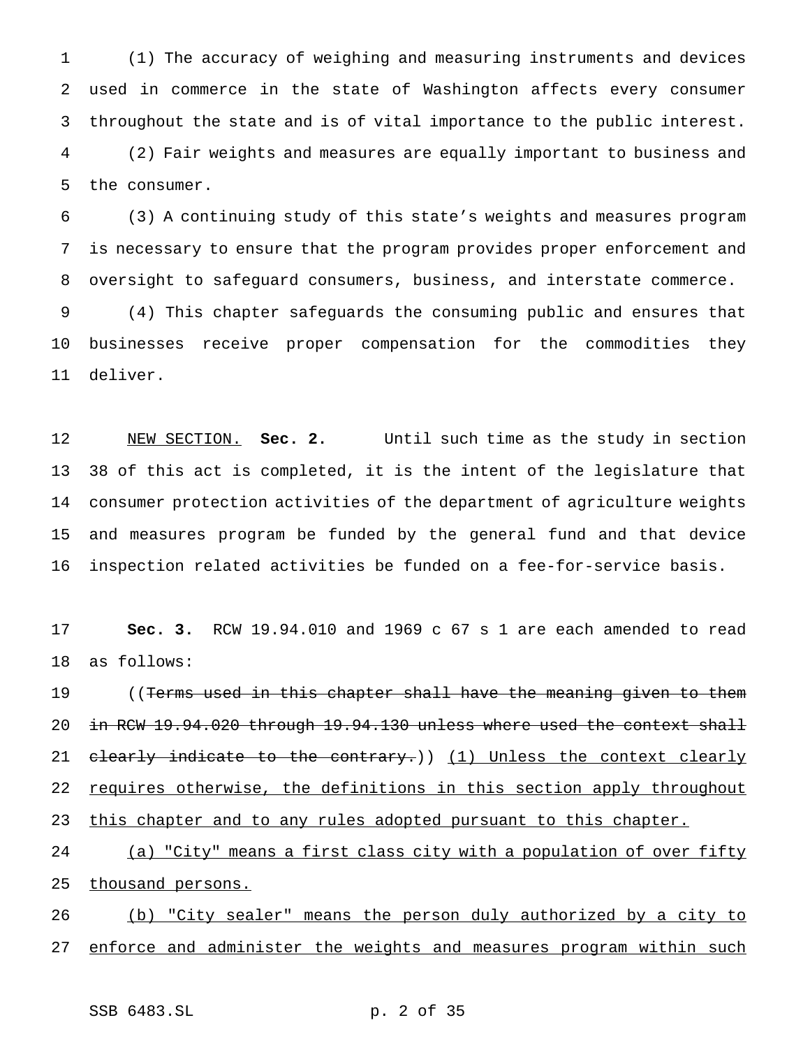(1) The accuracy of weighing and measuring instruments and devices used in commerce in the state of Washington affects every consumer throughout the state and is of vital importance to the public interest.

(2) Fair weights and measures are equally important to business and the consumer.

(3) A continuing study of this state's weights and measures program is necessary to ensure that the program provides proper enforcement and oversight to safeguard consumers, business, and interstate commerce.

(4) This chapter safeguards the consuming public and ensures that businesses receive proper compensation for the commodities they deliver.

<u>NEW SECTION.</u> **Sec. 2.** Until such time as the study in section 38 of this act is completed, it is the intent of the legislature that consumer protection activities of the department of agriculture weights and measures program be funded by the general fund and that device inspection related activities be funded on a fee-for-service basis.

**Sec. 3.** RCW 19.94.010 and 1969 c 67 s 1 are each amended to read as follows:

((~~Terms used in this chapter shall have the meaning given to them in RCW 19.94.020 through 19.94.130 unless where used the context shall clearly indicate to the contrary.~~)) <u>(1) Unless the context clearly requires otherwise, the definitions in this section apply throughout this chapter and to any rules adopted pursuant to this chapter.</u>

<u>(a) "City" means a first class city with a population of over fifty thousand persons.</u>

<u>(b) "City sealer" means the person duly authorized by a city to enforce and administer the weights and measures program within such</u>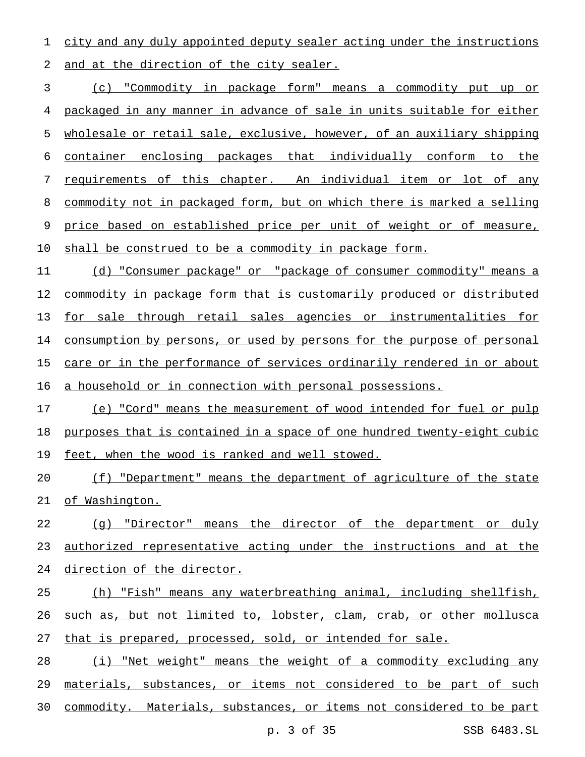city and any duly appointed deputy sealer acting under the instructions and at the direction of the city sealer.

(c) "Commodity in package form" means a commodity put up or packaged in any manner in advance of sale in units suitable for either wholesale or retail sale, exclusive, however, of an auxiliary shipping container enclosing packages that individually conform to the requirements of this chapter. An individual item or lot of any commodity not in packaged form, but on which there is marked a selling price based on established price per unit of weight or of measure, shall be construed to be a commodity in package form.

(d) "Consumer package" or "package of consumer commodity" means a commodity in package form that is customarily produced or distributed for sale through retail sales agencies or instrumentalities for consumption by persons, or used by persons for the purpose of personal care or in the performance of services ordinarily rendered in or about a household or in connection with personal possessions.

(e) "Cord" means the measurement of wood intended for fuel or pulp purposes that is contained in a space of one hundred twenty-eight cubic feet, when the wood is ranked and well stowed.

(f) "Department" means the department of agriculture of the state of Washington.

(g) "Director" means the director of the department or duly authorized representative acting under the instructions and at the direction of the director.

(h) "Fish" means any waterbreathing animal, including shellfish, such as, but not limited to, lobster, clam, crab, or other mollusca that is prepared, processed, sold, or intended for sale.

(i) "Net weight" means the weight of a commodity excluding any materials, substances, or items not considered to be part of such commodity. Materials, substances, or items not considered to be part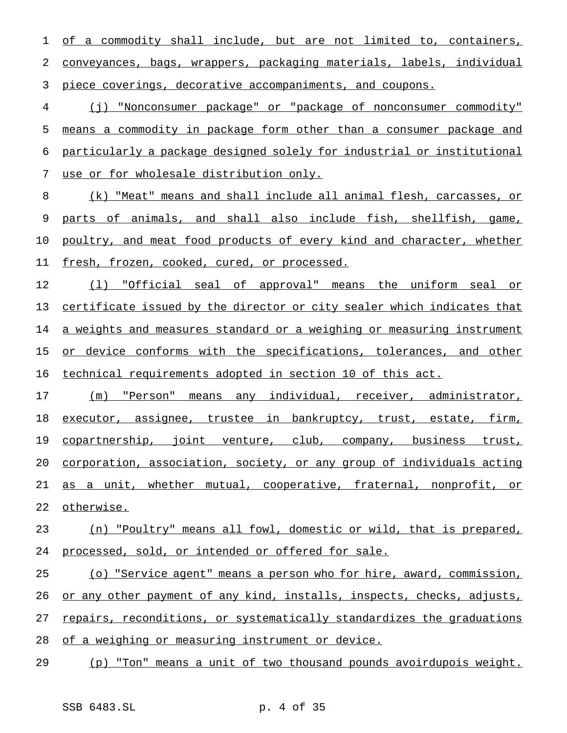of a commodity shall include, but are not limited to, containers, conveyances, bags, wrappers, packaging materials, labels, individual piece coverings, decorative accompaniments, and coupons.

(j) "Nonconsumer package" or "package of nonconsumer commodity" means a commodity in package form other than a consumer package and particularly a package designed solely for industrial or institutional use or for wholesale distribution only.

(k) "Meat" means and shall include all animal flesh, carcasses, or parts of animals, and shall also include fish, shellfish, game, poultry, and meat food products of every kind and character, whether fresh, frozen, cooked, cured, or processed.

(l) "Official seal of approval" means the uniform seal or certificate issued by the director or city sealer which indicates that a weights and measures standard or a weighing or measuring instrument or device conforms with the specifications, tolerances, and other technical requirements adopted in section 10 of this act.

(m) "Person" means any individual, receiver, administrator, executor, assignee, trustee in bankruptcy, trust, estate, firm, copartnership, joint venture, club, company, business trust, corporation, association, society, or any group of individuals acting as a unit, whether mutual, cooperative, fraternal, nonprofit, or otherwise.

(n) "Poultry" means all fowl, domestic or wild, that is prepared, processed, sold, or intended or offered for sale.

(o) "Service agent" means a person who for hire, award, commission, or any other payment of any kind, installs, inspects, checks, adjusts, repairs, reconditions, or systematically standardizes the graduations of a weighing or measuring instrument or device.

(p) "Ton" means a unit of two thousand pounds avoirdupois weight.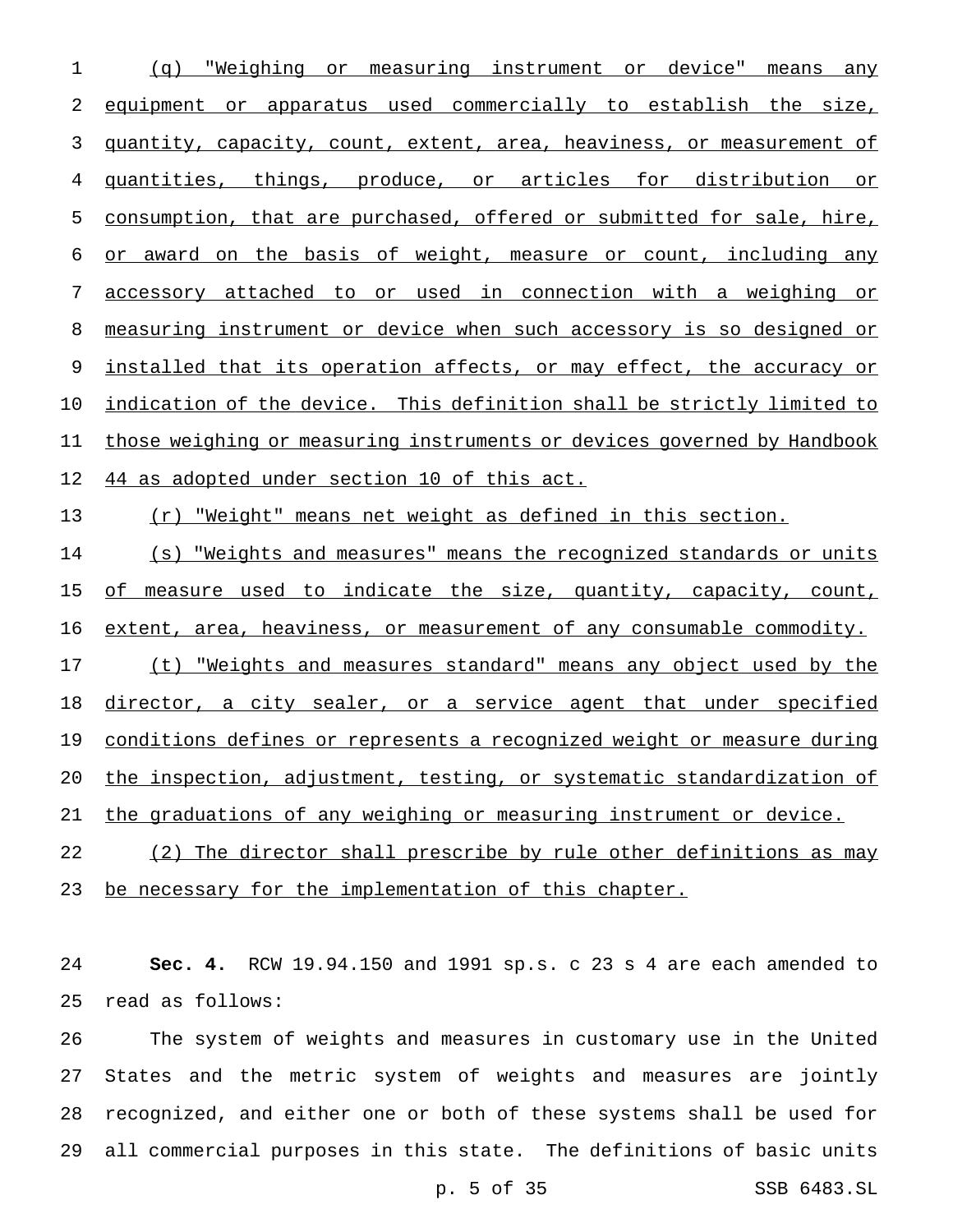(q) "Weighing or measuring instrument or device" means any equipment or apparatus used commercially to establish the size, quantity, capacity, count, extent, area, heaviness, or measurement of quantities, things, produce, or articles for distribution or consumption, that are purchased, offered or submitted for sale, hire, or award on the basis of weight, measure or count, including any accessory attached to or used in connection with a weighing or measuring instrument or device when such accessory is so designed or installed that its operation affects, or may effect, the accuracy or indication of the device. This definition shall be strictly limited to those weighing or measuring instruments or devices governed by Handbook 44 as adopted under section 10 of this act.

(r) "Weight" means net weight as defined in this section.

(s) "Weights and measures" means the recognized standards or units of measure used to indicate the size, quantity, capacity, count, extent, area, heaviness, or measurement of any consumable commodity.

(t) "Weights and measures standard" means any object used by the director, a city sealer, or a service agent that under specified conditions defines or represents a recognized weight or measure during the inspection, adjustment, testing, or systematic standardization of the graduations of any weighing or measuring instrument or device.

(2) The director shall prescribe by rule other definitions as may be necessary for the implementation of this chapter.

**Sec. 4.** RCW 19.94.150 and 1991 sp.s. c 23 s 4 are each amended to read as follows:

The system of weights and measures in customary use in the United States and the metric system of weights and measures are jointly recognized, and either one or both of these systems shall be used for all commercial purposes in this state. The definitions of basic units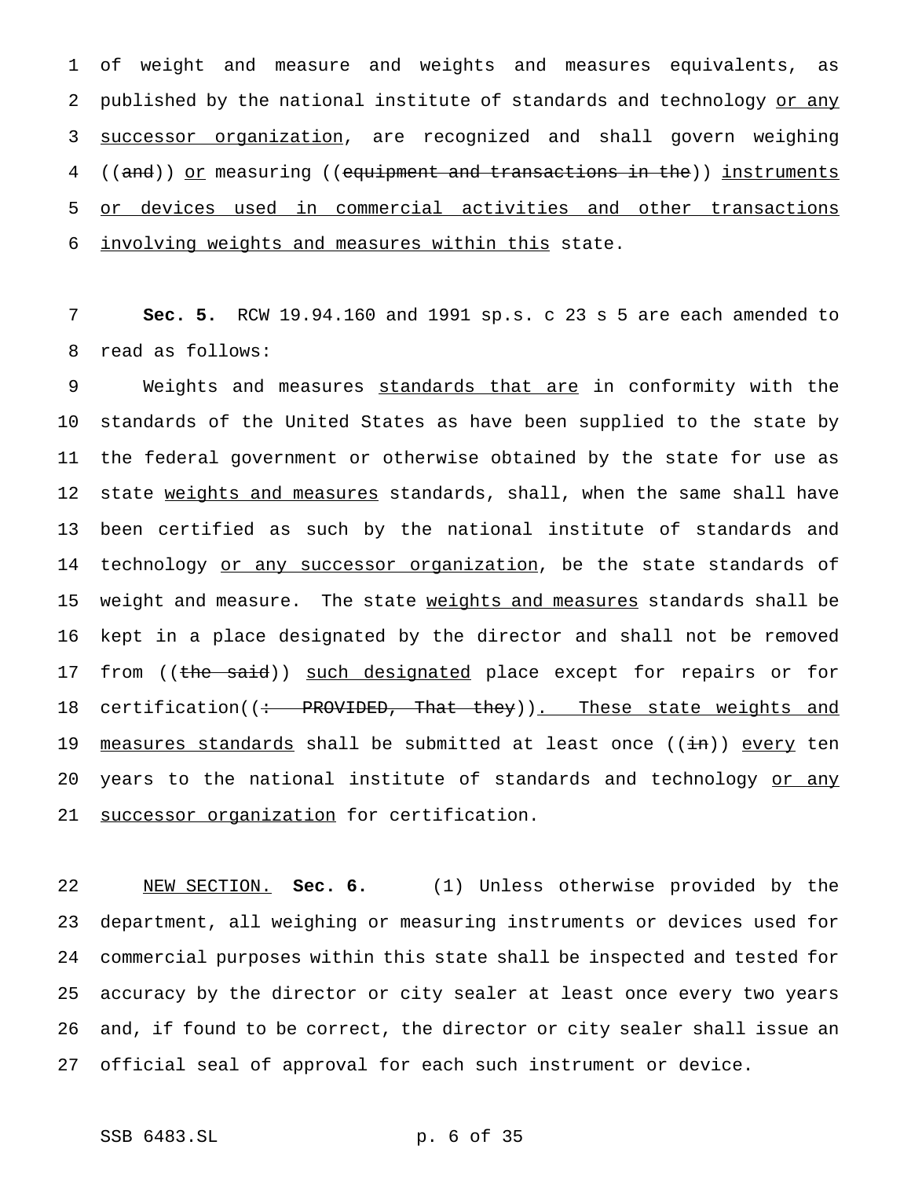of weight and measure and weights and measures equivalents, as published by the national institute of standards and technology <u>or any successor organization</u>, are recognized and shall govern weighing ((~~and~~)) <u>or</u> measuring ((~~equipment and transactions in the~~)) <u>instruments or devices used in commercial activities and other transactions involving weights and measures within this</u> state.

**Sec. 5.** RCW 19.94.160 and 1991 sp.s. c 23 s 5 are each amended to read as follows:

Weights and measures <u>standards that are</u> in conformity with the standards of the United States as have been supplied to the state by the federal government or otherwise obtained by the state for use as state <u>weights and measures</u> standards, shall, when the same shall have been certified as such by the national institute of standards and technology <u>or any successor organization</u>, be the state standards of weight and measure. The state <u>weights and measures</u> standards shall be kept in a place designated by the director and shall not be removed from ((~~the said~~)) <u>such designated</u> place except for repairs or for certification((~~: PROVIDED, That they~~))<u>. These state weights and measures standards</u> shall be submitted at least once ((~~in~~)) <u>every</u> ten years to the national institute of standards and technology <u>or any successor organization</u> for certification.

<u>NEW SECTION.</u> **Sec. 6.** (1) Unless otherwise provided by the department, all weighing or measuring instruments or devices used for commercial purposes within this state shall be inspected and tested for accuracy by the director or city sealer at least once every two years and, if found to be correct, the director or city sealer shall issue an official seal of approval for each such instrument or device.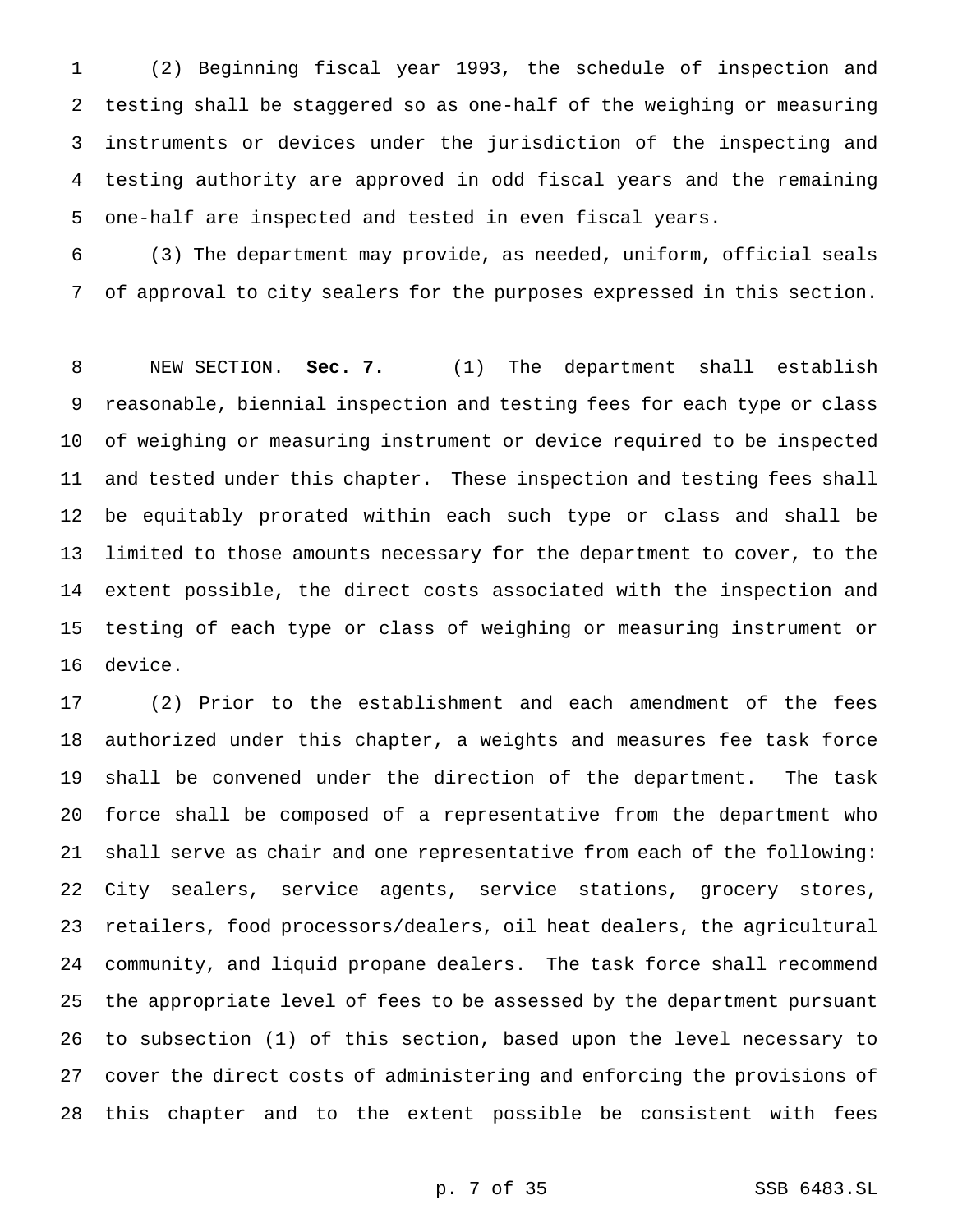(2) Beginning fiscal year 1993, the schedule of inspection and testing shall be staggered so as one-half of the weighing or measuring instruments or devices under the jurisdiction of the inspecting and testing authority are approved in odd fiscal years and the remaining one-half are inspected and tested in even fiscal years.

(3) The department may provide, as needed, uniform, official seals of approval to city sealers for the purposes expressed in this section.

NEW SECTION. **Sec. 7.** (1) The department shall establish reasonable, biennial inspection and testing fees for each type or class of weighing or measuring instrument or device required to be inspected and tested under this chapter. These inspection and testing fees shall be equitably prorated within each such type or class and shall be limited to those amounts necessary for the department to cover, to the extent possible, the direct costs associated with the inspection and testing of each type or class of weighing or measuring instrument or device.

(2) Prior to the establishment and each amendment of the fees authorized under this chapter, a weights and measures fee task force shall be convened under the direction of the department. The task force shall be composed of a representative from the department who shall serve as chair and one representative from each of the following: City sealers, service agents, service stations, grocery stores, retailers, food processors/dealers, oil heat dealers, the agricultural community, and liquid propane dealers. The task force shall recommend the appropriate level of fees to be assessed by the department pursuant to subsection (1) of this section, based upon the level necessary to cover the direct costs of administering and enforcing the provisions of this chapter and to the extent possible be consistent with fees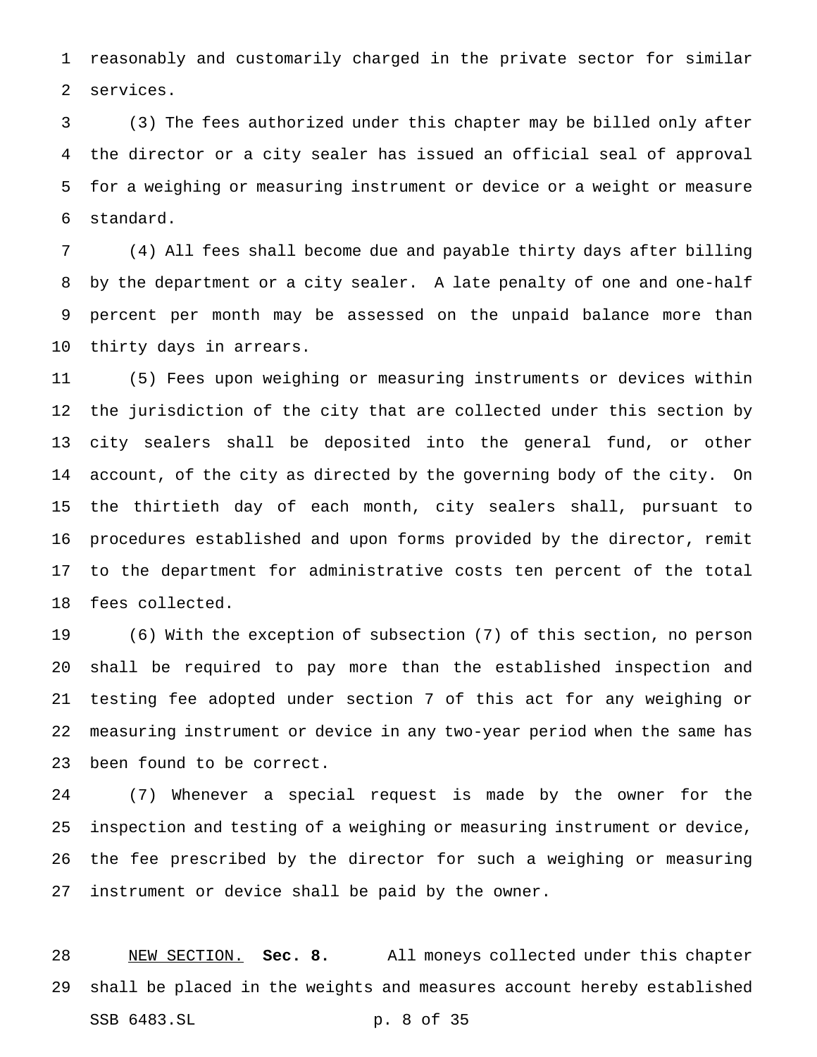reasonably and customarily charged in the private sector for similar services.

(3) The fees authorized under this chapter may be billed only after the director or a city sealer has issued an official seal of approval for a weighing or measuring instrument or device or a weight or measure standard.

(4) All fees shall become due and payable thirty days after billing by the department or a city sealer. A late penalty of one and one-half percent per month may be assessed on the unpaid balance more than thirty days in arrears.

(5) Fees upon weighing or measuring instruments or devices within the jurisdiction of the city that are collected under this section by city sealers shall be deposited into the general fund, or other account, of the city as directed by the governing body of the city. On the thirtieth day of each month, city sealers shall, pursuant to procedures established and upon forms provided by the director, remit to the department for administrative costs ten percent of the total fees collected.

(6) With the exception of subsection (7) of this section, no person shall be required to pay more than the established inspection and testing fee adopted under section 7 of this act for any weighing or measuring instrument or device in any two-year period when the same has been found to be correct.

(7) Whenever a special request is made by the owner for the inspection and testing of a weighing or measuring instrument or device, the fee prescribed by the director for such a weighing or measuring instrument or device shall be paid by the owner.

NEW SECTION. **Sec. 8.** All moneys collected under this chapter shall be placed in the weights and measures account hereby established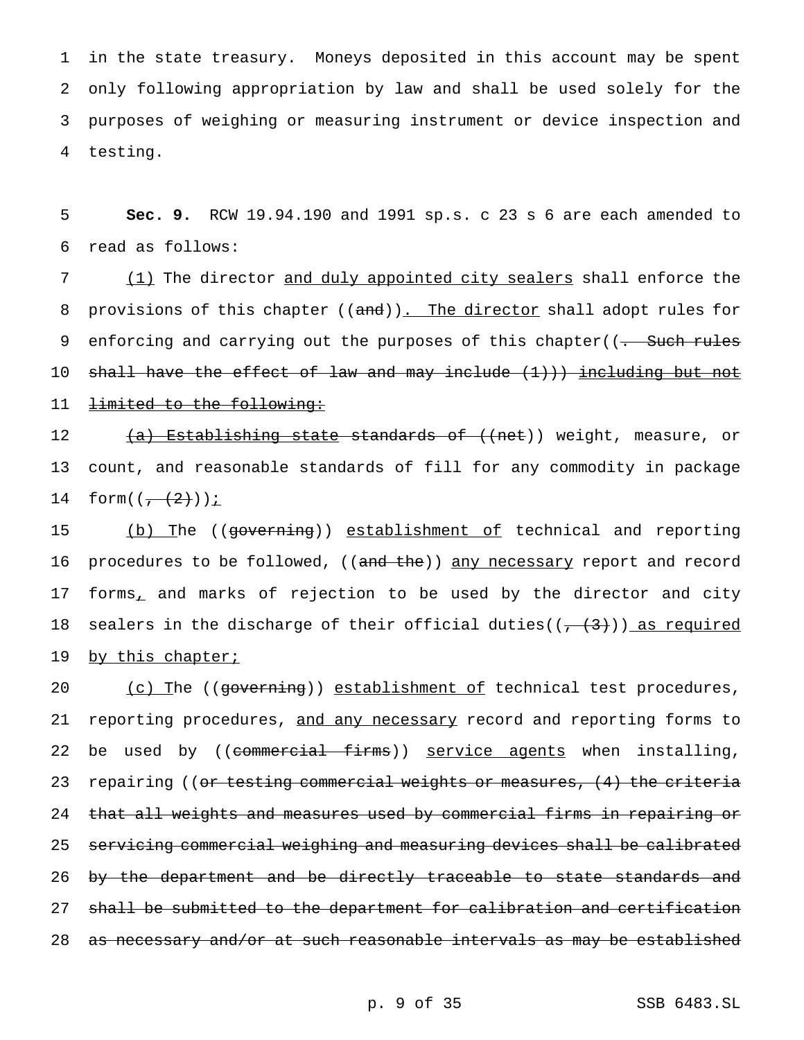in the state treasury. Moneys deposited in this account may be spent only following appropriation by law and shall be used solely for the purposes of weighing or measuring instrument or device inspection and testing.

**Sec. 9.** RCW 19.94.190 and 1991 sp.s. c 23 s 6 are each amended to read as follows:

(1) The director and duly appointed city sealers shall enforce the provisions of this chapter ((and)). The director shall adopt rules for enforcing and carrying out the purposes of this chapter((. Such rules shall have the effect of law and may include (1))) including but not limited to the following:

(a) Establishing state standards of ((net)) weight, measure, or count, and reasonable standards of fill for any commodity in package form((, (2)));

(b) The ((governing)) establishment of technical and reporting procedures to be followed, ((and the)) any necessary report and record forms, and marks of rejection to be used by the director and city sealers in the discharge of their official duties((, (3))) as required by this chapter;

(c) The ((governing)) establishment of technical test procedures, reporting procedures, and any necessary record and reporting forms to be used by ((commercial firms)) service agents when installing, repairing ((or testing commercial weights or measures, (4) the criteria that all weights and measures used by commercial firms in repairing or servicing commercial weighing and measuring devices shall be calibrated by the department and be directly traceable to state standards and shall be submitted to the department for calibration and certification as necessary and/or at such reasonable intervals as may be established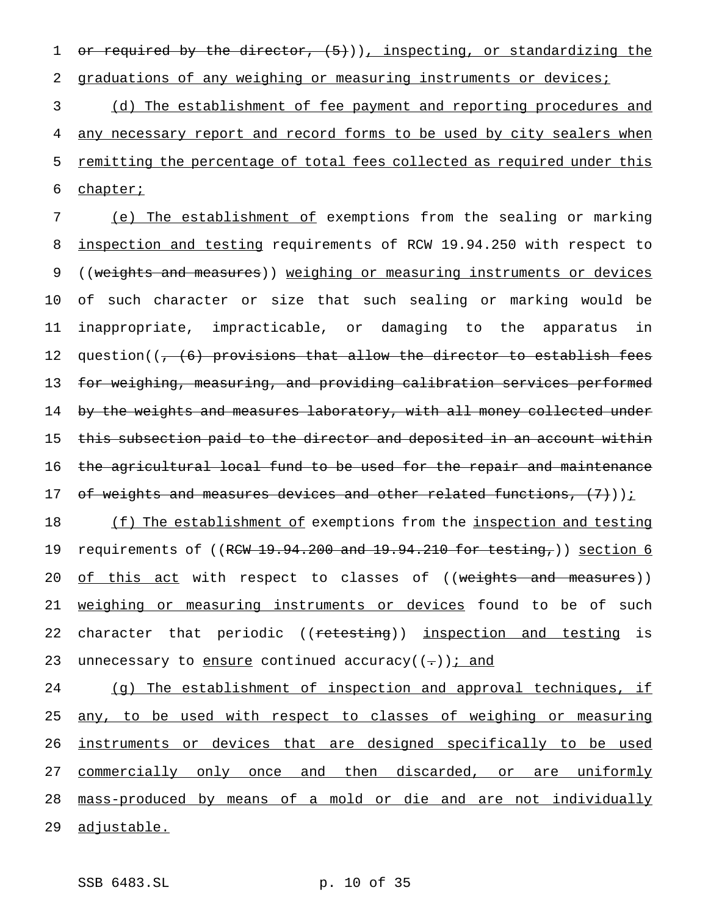or required by the director, (5))), inspecting, or standardizing the graduations of any weighing or measuring instruments or devices;

(d) The establishment of fee payment and reporting procedures and any necessary report and record forms to be used by city sealers when remitting the percentage of total fees collected as required under this chapter;

(e) The establishment of exemptions from the sealing or marking inspection and testing requirements of RCW 19.94.250 with respect to ((weights and measures)) weighing or measuring instruments or devices of such character or size that such sealing or marking would be inappropriate, impracticable, or damaging to the apparatus in question((, (6) provisions that allow the director to establish fees for weighing, measuring, and providing calibration services performed by the weights and measures laboratory, with all money collected under this subsection paid to the director and deposited in an account within the agricultural local fund to be used for the repair and maintenance of weights and measures devices and other related functions, (7)));

(f) The establishment of exemptions from the inspection and testing requirements of ((RCW 19.94.200 and 19.94.210 for testing,)) section 6 of this act with respect to classes of ((weights and measures)) weighing or measuring instruments or devices found to be of such character that periodic ((retesting)) inspection and testing is unnecessary to ensure continued accuracy((.)); and

(g) The establishment of inspection and approval techniques, if any, to be used with respect to classes of weighing or measuring instruments or devices that are designed specifically to be used commercially only once and then discarded, or are uniformly mass-produced by means of a mold or die and are not individually adjustable.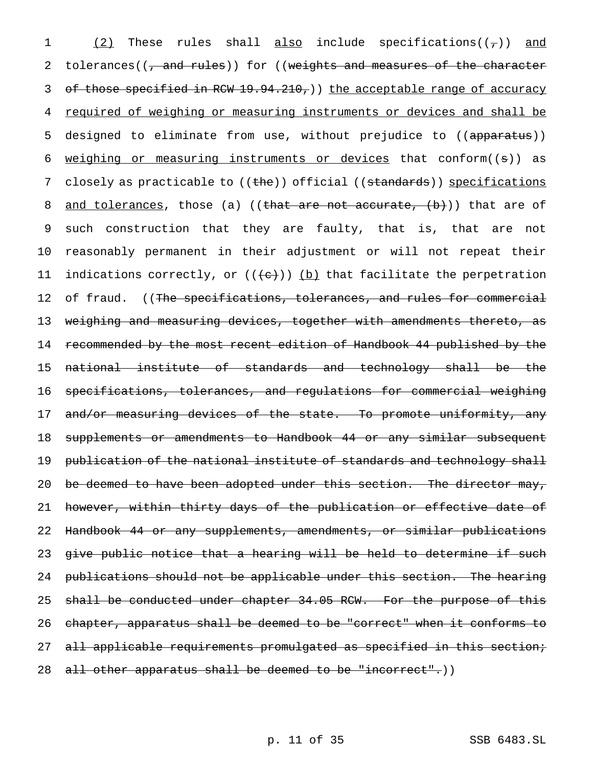(2) These rules shall also include specifications((,)) and tolerances((, and rules)) for ((weights and measures of the character of those specified in RCW 19.94.210,)) the acceptable range of accuracy required of weighing or measuring instruments or devices and shall be designed to eliminate from use, without prejudice to ((apparatus)) weighing or measuring instruments or devices that conform((s)) as closely as practicable to ((the)) official ((standards)) specifications and tolerances, those (a) ((that are not accurate, (b))) that are of such construction that they are faulty, that is, that are not reasonably permanent in their adjustment or will not repeat their indications correctly, or (((c))) (b) that facilitate the perpetration of fraud. ((The specifications, tolerances, and rules for commercial weighing and measuring devices, together with amendments thereto, as recommended by the most recent edition of Handbook 44 published by the national institute of standards and technology shall be the specifications, tolerances, and regulations for commercial weighing and/or measuring devices of the state. To promote uniformity, any supplements or amendments to Handbook 44 or any similar subsequent publication of the national institute of standards and technology shall be deemed to have been adopted under this section. The director may, however, within thirty days of the publication or effective date of Handbook 44 or any supplements, amendments, or similar publications give public notice that a hearing will be held to determine if such publications should not be applicable under this section. The hearing shall be conducted under chapter 34.05 RCW. For the purpose of this chapter, apparatus shall be deemed to be "correct" when it conforms to all applicable requirements promulgated as specified in this section; all other apparatus shall be deemed to be "incorrect".))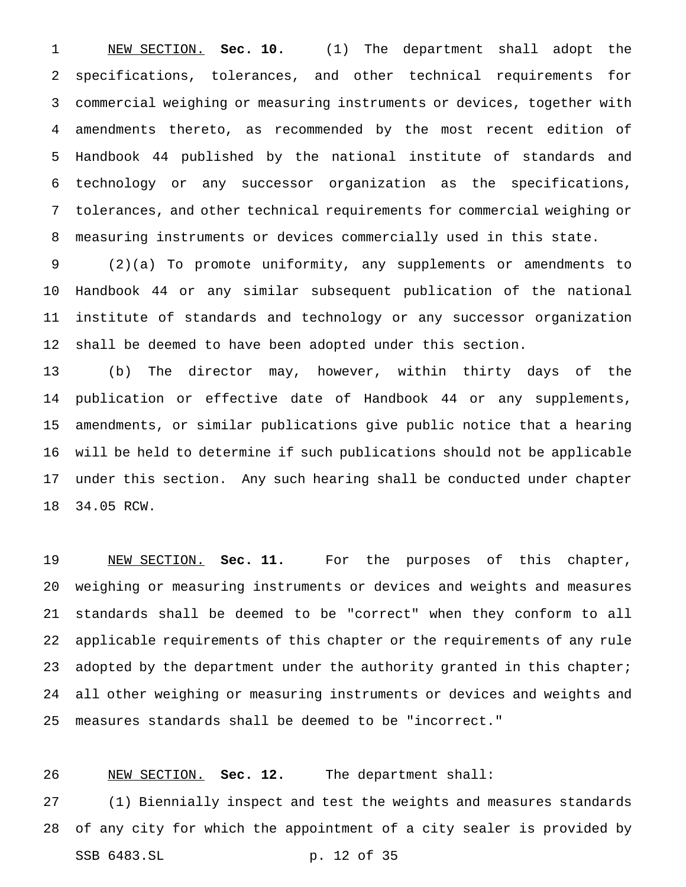NEW SECTION. **Sec. 10.** (1) The department shall adopt the specifications, tolerances, and other technical requirements for commercial weighing or measuring instruments or devices, together with amendments thereto, as recommended by the most recent edition of Handbook 44 published by the national institute of standards and technology or any successor organization as the specifications, tolerances, and other technical requirements for commercial weighing or measuring instruments or devices commercially used in this state.

(2)(a) To promote uniformity, any supplements or amendments to Handbook 44 or any similar subsequent publication of the national institute of standards and technology or any successor organization shall be deemed to have been adopted under this section.

(b) The director may, however, within thirty days of the publication or effective date of Handbook 44 or any supplements, amendments, or similar publications give public notice that a hearing will be held to determine if such publications should not be applicable under this section. Any such hearing shall be conducted under chapter 34.05 RCW.

NEW SECTION. **Sec. 11.** For the purposes of this chapter, weighing or measuring instruments or devices and weights and measures standards shall be deemed to be "correct" when they conform to all applicable requirements of this chapter or the requirements of any rule adopted by the department under the authority granted in this chapter; all other weighing or measuring instruments or devices and weights and measures standards shall be deemed to be "incorrect."

NEW SECTION. **Sec. 12.** The department shall:

(1) Biennially inspect and test the weights and measures standards of any city for which the appointment of a city sealer is provided by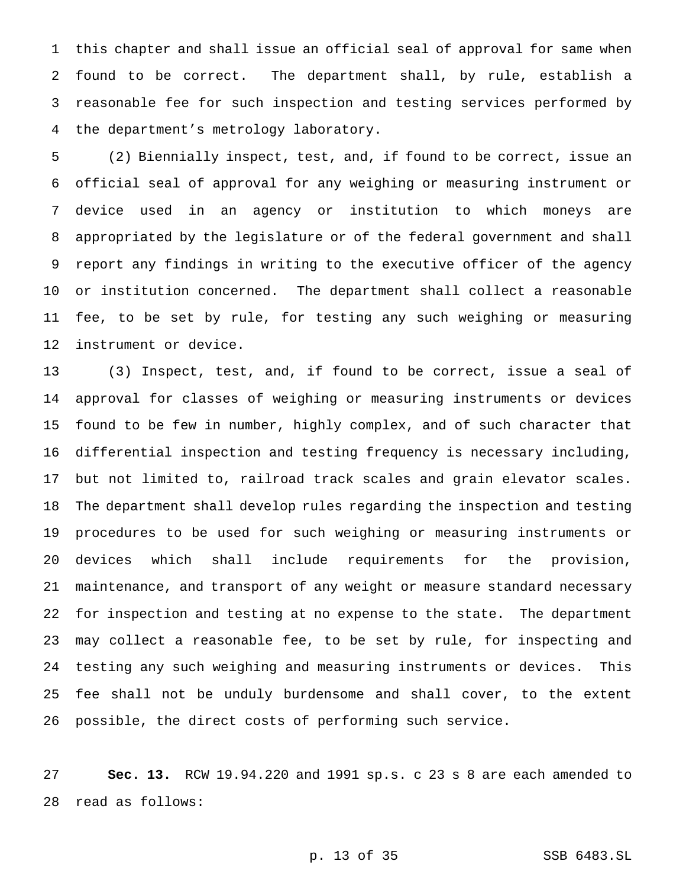this chapter and shall issue an official seal of approval for same when found to be correct. The department shall, by rule, establish a reasonable fee for such inspection and testing services performed by the department's metrology laboratory.

(2) Biennially inspect, test, and, if found to be correct, issue an official seal of approval for any weighing or measuring instrument or device used in an agency or institution to which moneys are appropriated by the legislature or of the federal government and shall report any findings in writing to the executive officer of the agency or institution concerned. The department shall collect a reasonable fee, to be set by rule, for testing any such weighing or measuring instrument or device.

(3) Inspect, test, and, if found to be correct, issue a seal of approval for classes of weighing or measuring instruments or devices found to be few in number, highly complex, and of such character that differential inspection and testing frequency is necessary including, but not limited to, railroad track scales and grain elevator scales. The department shall develop rules regarding the inspection and testing procedures to be used for such weighing or measuring instruments or devices which shall include requirements for the provision, maintenance, and transport of any weight or measure standard necessary for inspection and testing at no expense to the state. The department may collect a reasonable fee, to be set by rule, for inspecting and testing any such weighing and measuring instruments or devices. This fee shall not be unduly burdensome and shall cover, to the extent possible, the direct costs of performing such service.

**Sec. 13.** RCW 19.94.220 and 1991 sp.s. c 23 s 8 are each amended to read as follows: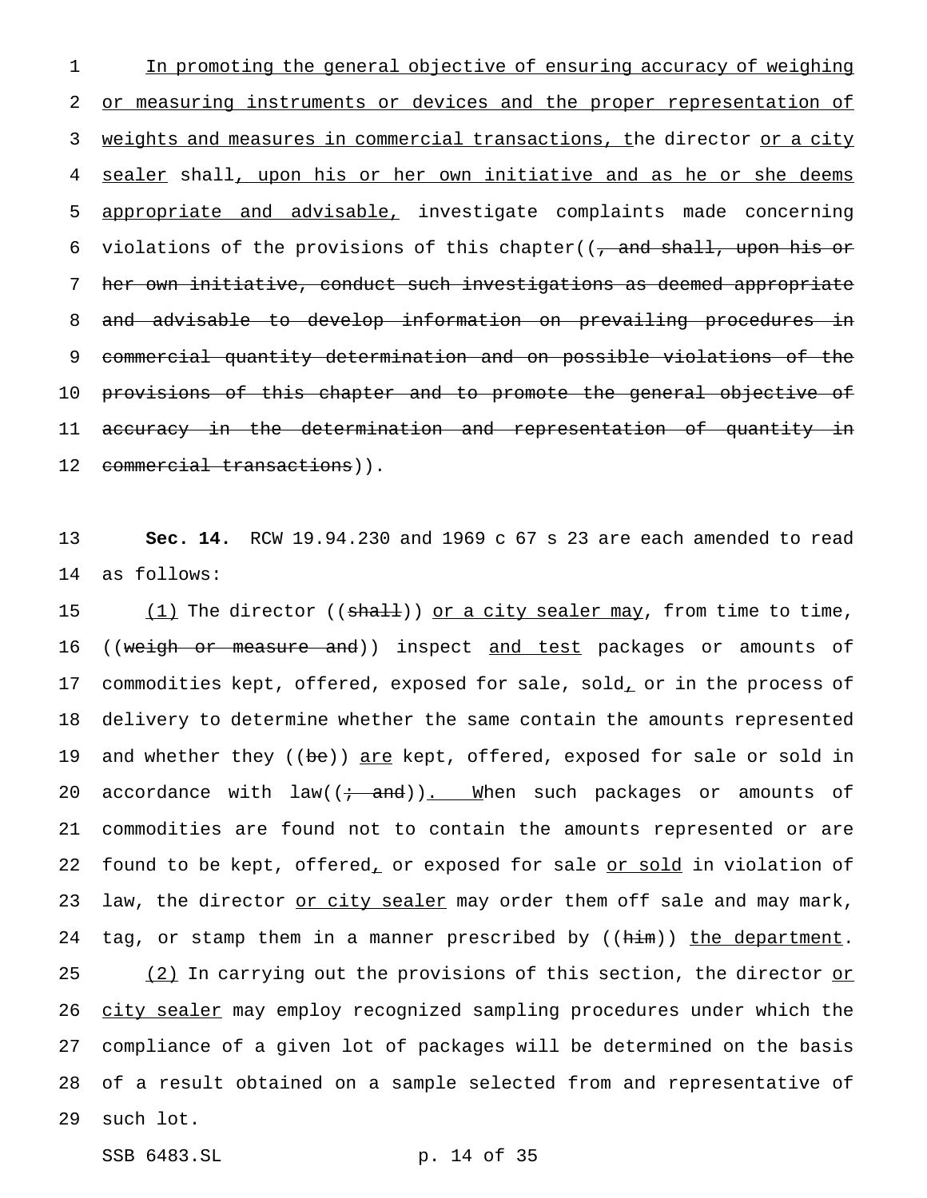In promoting the general objective of ensuring accuracy of weighing or measuring instruments or devices and the proper representation of weights and measures in commercial transactions, the director or a city sealer shall, upon his or her own initiative and as he or she deems appropriate and advisable, investigate complaints made concerning violations of the provisions of this chapter((, and shall, upon his or her own initiative, conduct such investigations as deemed appropriate and advisable to develop information on prevailing procedures in commercial quantity determination and on possible violations of the provisions of this chapter and to promote the general objective of accuracy in the determination and representation of quantity in commercial transactions)).

**Sec. 14.** RCW 19.94.230 and 1969 c 67 s 23 are each amended to read as follows:

(1) The director ((shall)) or a city sealer may, from time to time, ((weigh or measure and)) inspect and test packages or amounts of commodities kept, offered, exposed for sale, sold, or in the process of delivery to determine whether the same contain the amounts represented and whether they ((be)) are kept, offered, exposed for sale or sold in accordance with law((; and)). When such packages or amounts of commodities are found not to contain the amounts represented or are found to be kept, offered, or exposed for sale or sold in violation of law, the director or city sealer may order them off sale and may mark, tag, or stamp them in a manner prescribed by ((him)) the department.

(2) In carrying out the provisions of this section, the director or city sealer may employ recognized sampling procedures under which the compliance of a given lot of packages will be determined on the basis of a result obtained on a sample selected from and representative of such lot.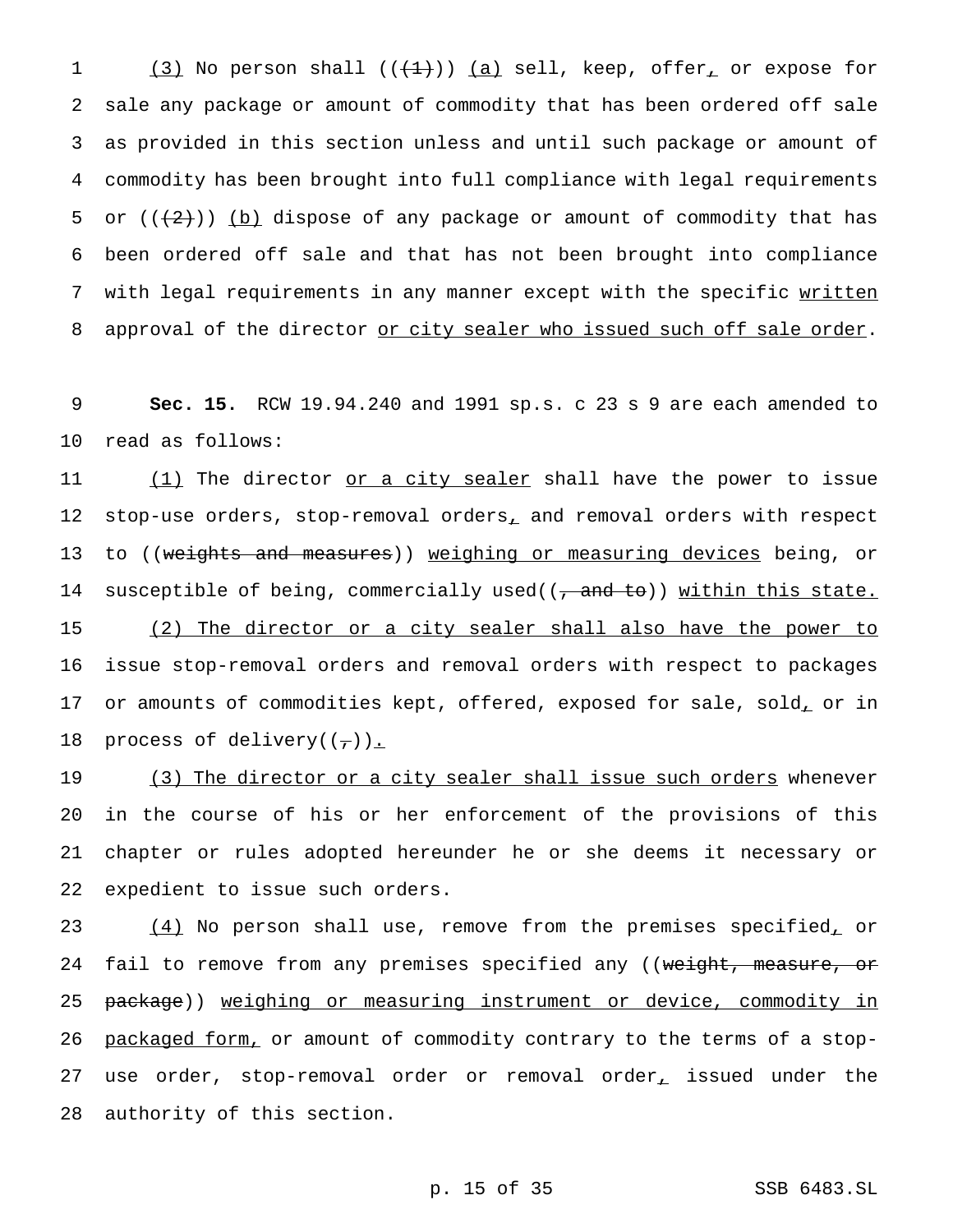(3) No person shall (((1))) (a) sell, keep, offer, or expose for sale any package or amount of commodity that has been ordered off sale as provided in this section unless and until such package or amount of commodity has been brought into full compliance with legal requirements or (((2))) (b) dispose of any package or amount of commodity that has been ordered off sale and that has not been brought into compliance with legal requirements in any manner except with the specific written approval of the director or city sealer who issued such off sale order.

**Sec. 15.** RCW 19.94.240 and 1991 sp.s. c 23 s 9 are each amended to read as follows:

(1) The director or a city sealer shall have the power to issue stop-use orders, stop-removal orders, and removal orders with respect to ((weights and measures)) weighing or measuring devices being, or susceptible of being, commercially used((, and to)) within this state.

(2) The director or a city sealer shall also have the power to issue stop-removal orders and removal orders with respect to packages or amounts of commodities kept, offered, exposed for sale, sold, or in process of delivery((,)).

(3) The director or a city sealer shall issue such orders whenever in the course of his or her enforcement of the provisions of this chapter or rules adopted hereunder he or she deems it necessary or expedient to issue such orders.

(4) No person shall use, remove from the premises specified, or fail to remove from any premises specified any ((weight, measure, or package)) weighing or measuring instrument or device, commodity in packaged form, or amount of commodity contrary to the terms of a stop-use order, stop-removal order or removal order, issued under the authority of this section.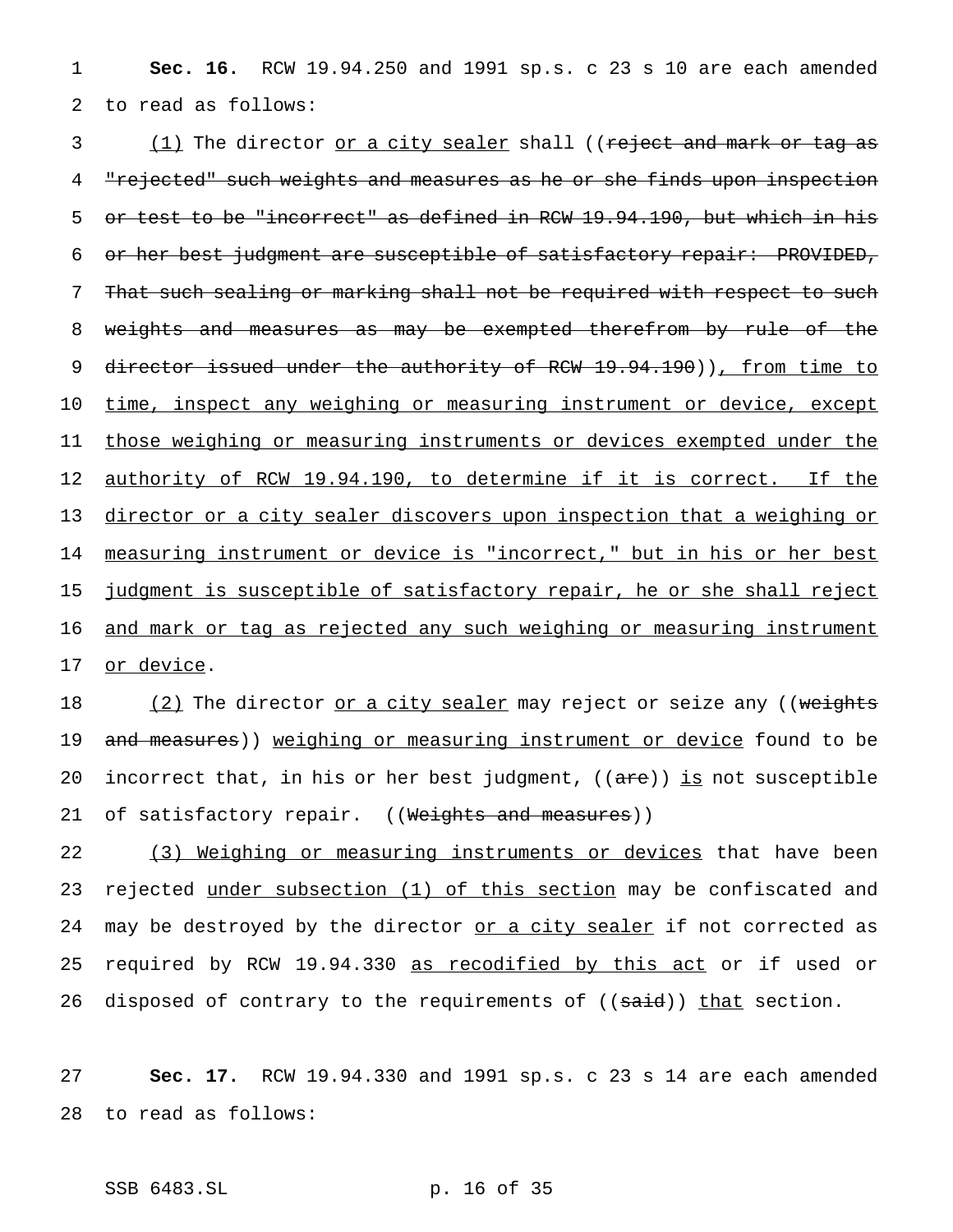**Sec. 16.** RCW 19.94.250 and 1991 sp.s. c 23 s 10 are each amended to read as follows:

(1) The director or a city sealer shall ((reject and mark or tag as "rejected" such weights and measures as he or she finds upon inspection or test to be "incorrect" as defined in RCW 19.94.190, but which in his or her best judgment are susceptible of satisfactory repair: PROVIDED, That such sealing or marking shall not be required with respect to such weights and measures as may be exempted therefrom by rule of the director issued under the authority of RCW 19.94.190)), from time to time, inspect any weighing or measuring instrument or device, except those weighing or measuring instruments or devices exempted under the authority of RCW 19.94.190, to determine if it is correct. If the director or a city sealer discovers upon inspection that a weighing or measuring instrument or device is "incorrect," but in his or her best judgment is susceptible of satisfactory repair, he or she shall reject and mark or tag as rejected any such weighing or measuring instrument or device.

(2) The director or a city sealer may reject or seize any ((weights and measures)) weighing or measuring instrument or device found to be incorrect that, in his or her best judgment, ((are)) is not susceptible of satisfactory repair. ((Weights and measures))

(3) Weighing or measuring instruments or devices that have been rejected under subsection (1) of this section may be confiscated and may be destroyed by the director or a city sealer if not corrected as required by RCW 19.94.330 as recodified by this act or if used or disposed of contrary to the requirements of ((said)) that section.

**Sec. 17.** RCW 19.94.330 and 1991 sp.s. c 23 s 14 are each amended to read as follows: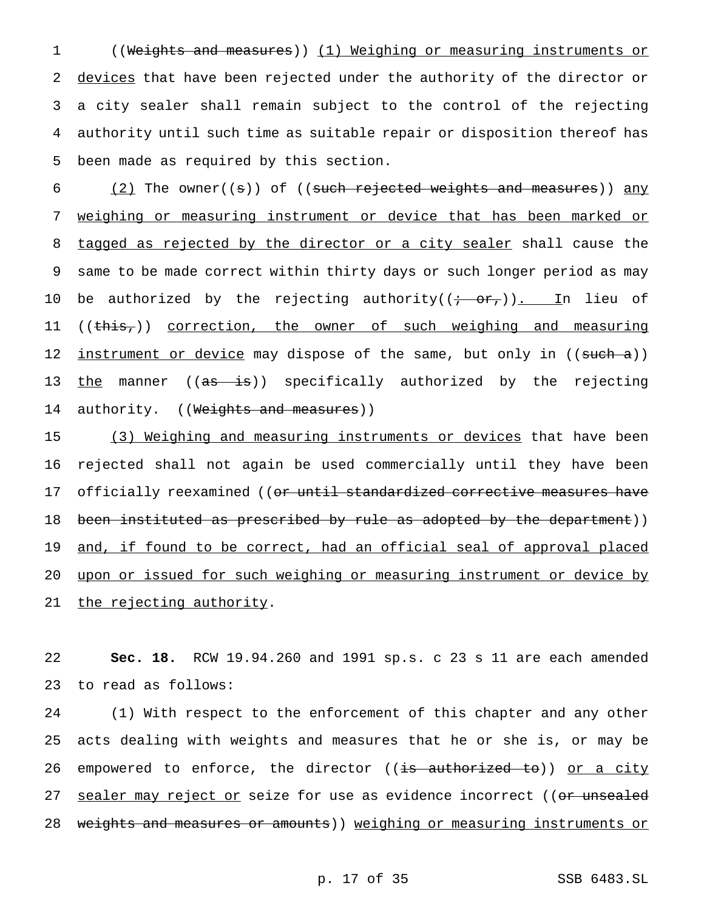((~~Weights and measures~~)) <u>(1) Weighing or measuring instruments or devices</u> that have been rejected under the authority of the director or a city sealer shall remain subject to the control of the rejecting authority until such time as suitable repair or disposition thereof has been made as required by this section.

<u>(2)</u> The owner((~~s~~)) of ((~~such rejected weights and measures~~)) <u>any weighing or measuring instrument or device that has been marked or tagged as rejected by the director or a city sealer</u> shall cause the same to be made correct within thirty days or such longer period as may be authorized by the rejecting authority((~~; or,~~))<u>. In</u> lieu of ((~~this,~~)) <u>correction, the owner of such weighing and measuring instrument or device</u> may dispose of the same, but only in ((~~such a~~)) <u>the</u> manner ((~~as is~~)) specifically authorized by the rejecting authority. ((~~Weights and measures~~))

<u>(3) Weighing and measuring instruments or devices</u> that have been rejected shall not again be used commercially until they have been officially reexamined ((~~or until standardized corrective measures have been instituted as prescribed by rule as adopted by the department~~)) <u>and, if found to be correct, had an official seal of approval placed upon or issued for such weighing or measuring instrument or device by the rejecting authority</u>.

**Sec. 18.** RCW 19.94.260 and 1991 sp.s. c 23 s 11 are each amended to read as follows:

(1) With respect to the enforcement of this chapter and any other acts dealing with weights and measures that he or she is, or may be empowered to enforce, the director ((~~is authorized to~~)) <u>or a city sealer may reject or</u> seize for use as evidence incorrect ((~~or unsealed weights and measures or amounts~~)) <u>weighing or measuring instruments or</u>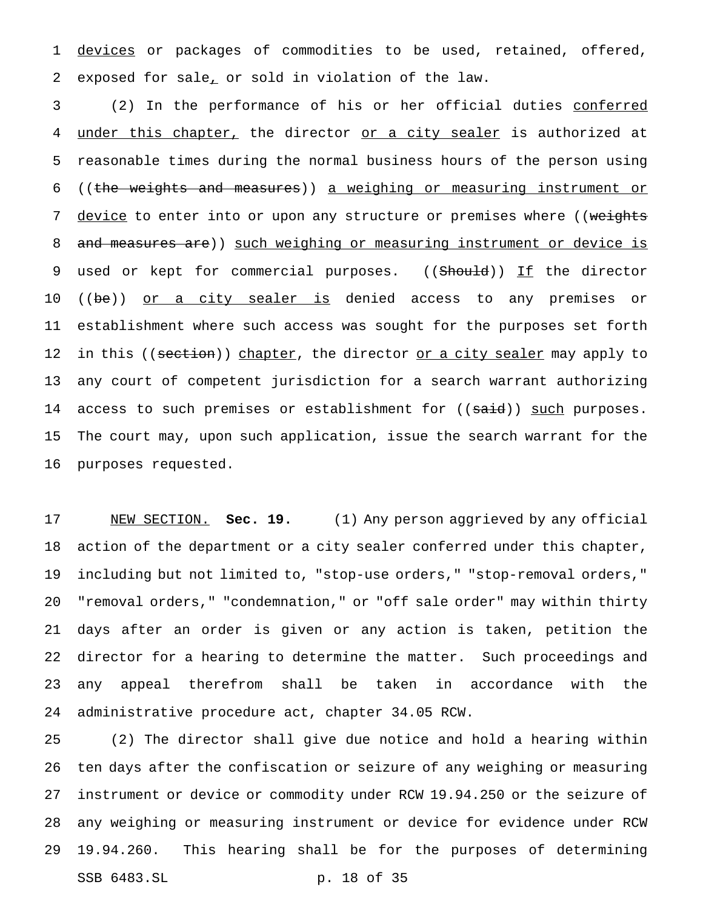devices or packages of commodities to be used, retained, offered, exposed for sale, or sold in violation of the law.

(2) In the performance of his or her official duties conferred under this chapter, the director or a city sealer is authorized at reasonable times during the normal business hours of the person using ((the weights and measures)) a weighing or measuring instrument or device to enter into or upon any structure or premises where ((weights and measures are)) such weighing or measuring instrument or device is used or kept for commercial purposes. ((Should)) If the director ((be)) or a city sealer is denied access to any premises or establishment where such access was sought for the purposes set forth in this ((section)) chapter, the director or a city sealer may apply to any court of competent jurisdiction for a search warrant authorizing access to such premises or establishment for ((said)) such purposes. The court may, upon such application, issue the search warrant for the purposes requested.

NEW SECTION. **Sec. 19.** (1) Any person aggrieved by any official action of the department or a city sealer conferred under this chapter, including but not limited to, "stop-use orders," "stop-removal orders," "removal orders," "condemnation," or "off sale order" may within thirty days after an order is given or any action is taken, petition the director for a hearing to determine the matter. Such proceedings and any appeal therefrom shall be taken in accordance with the administrative procedure act, chapter 34.05 RCW.

(2) The director shall give due notice and hold a hearing within ten days after the confiscation or seizure of any weighing or measuring instrument or device or commodity under RCW 19.94.250 or the seizure of any weighing or measuring instrument or device for evidence under RCW 19.94.260. This hearing shall be for the purposes of determining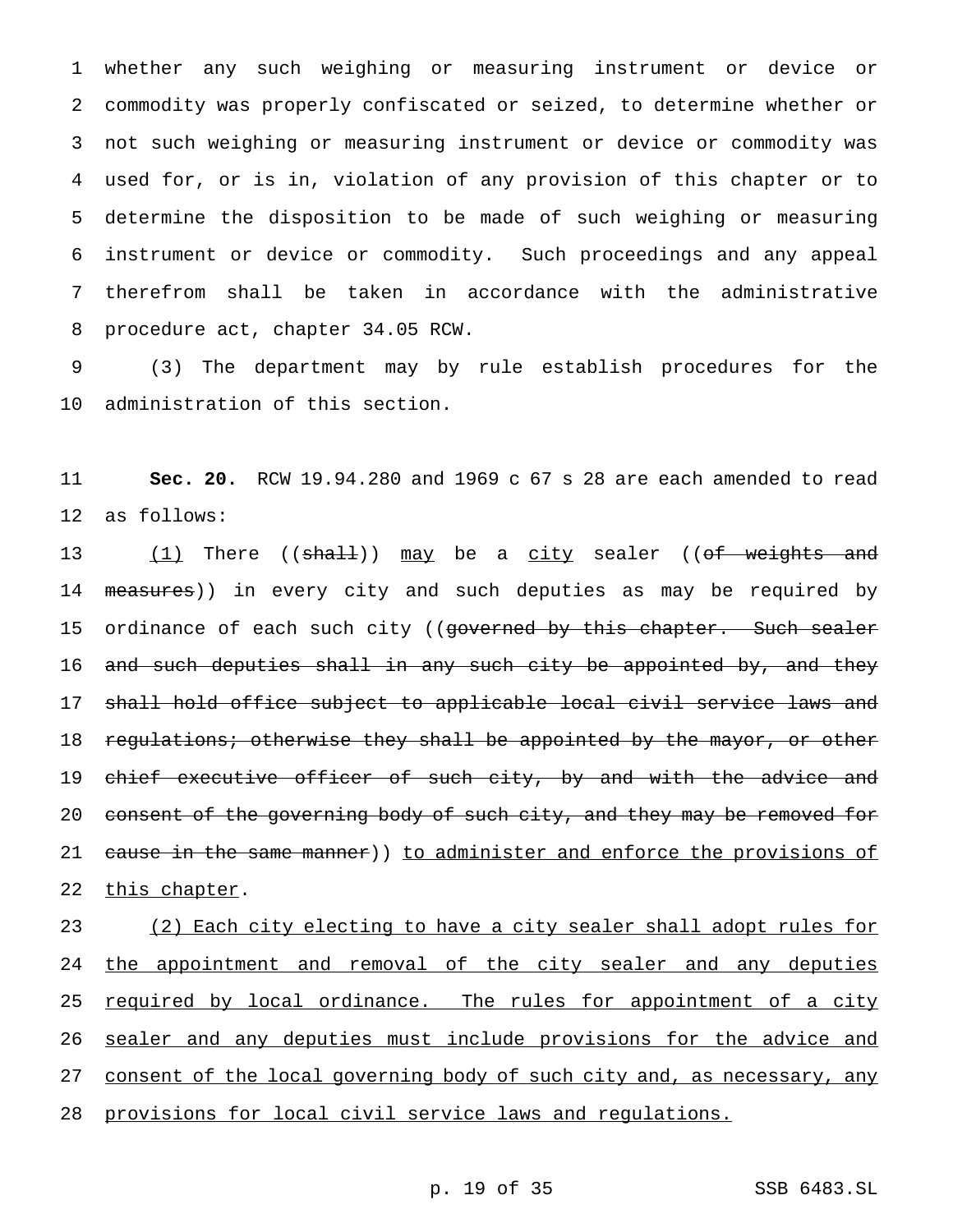whether any such weighing or measuring instrument or device or commodity was properly confiscated or seized, to determine whether or not such weighing or measuring instrument or device or commodity was used for, or is in, violation of any provision of this chapter or to determine the disposition to be made of such weighing or measuring instrument or device or commodity. Such proceedings and any appeal therefrom shall be taken in accordance with the administrative procedure act, chapter 34.05 RCW.

(3) The department may by rule establish procedures for the administration of this section.

**Sec. 20.** RCW 19.94.280 and 1969 c 67 s 28 are each amended to read as follows:

(1) There ((~~shall~~)) may be a city sealer ((~~of weights and measures~~)) in every city and such deputies as may be required by ordinance of each such city ((~~governed by this chapter. Such sealer and such deputies shall in any such city be appointed by, and they shall hold office subject to applicable local civil service laws and regulations; otherwise they shall be appointed by the mayor, or other chief executive officer of such city, by and with the advice and consent of the governing body of such city, and they may be removed for cause in the same manner~~)) to administer and enforce the provisions of this chapter.

(2) Each city electing to have a city sealer shall adopt rules for the appointment and removal of the city sealer and any deputies required by local ordinance. The rules for appointment of a city sealer and any deputies must include provisions for the advice and consent of the local governing body of such city and, as necessary, any provisions for local civil service laws and regulations.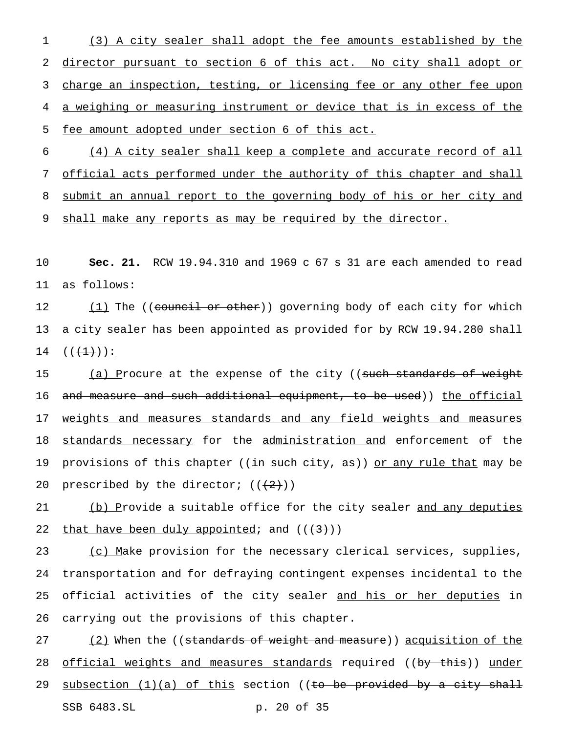(3) A city sealer shall adopt the fee amounts established by the director pursuant to section 6 of this act. No city shall adopt or charge an inspection, testing, or licensing fee or any other fee upon a weighing or measuring instrument or device that is in excess of the fee amount adopted under section 6 of this act.

(4) A city sealer shall keep a complete and accurate record of all official acts performed under the authority of this chapter and shall submit an annual report to the governing body of his or her city and shall make any reports as may be required by the director.

**Sec. 21.** RCW 19.94.310 and 1969 c 67 s 31 are each amended to read as follows:

(1) The ((~~council or other~~)) governing body of each city for which a city sealer has been appointed as provided for by RCW 19.94.280 shall ((~~(1)~~)):

(a) Procure at the expense of the city ((~~such standards of weight and measure and such additional equipment, to be used~~)) the official weights and measures standards and any field weights and measures standards necessary for the administration and enforcement of the provisions of this chapter ((~~in such city, as~~)) or any rule that may be prescribed by the director; ((~~(2)~~))

(b) Provide a suitable office for the city sealer and any deputies that have been duly appointed; and ((~~(3)~~))

(c) Make provision for the necessary clerical services, supplies, transportation and for defraying contingent expenses incidental to the official activities of the city sealer and his or her deputies in carrying out the provisions of this chapter.

(2) When the ((~~standards of weight and measure~~)) acquisition of the official weights and measures standards required ((~~by this~~)) under subsection (1)(a) of this section ((~~to be provided by a city shall~~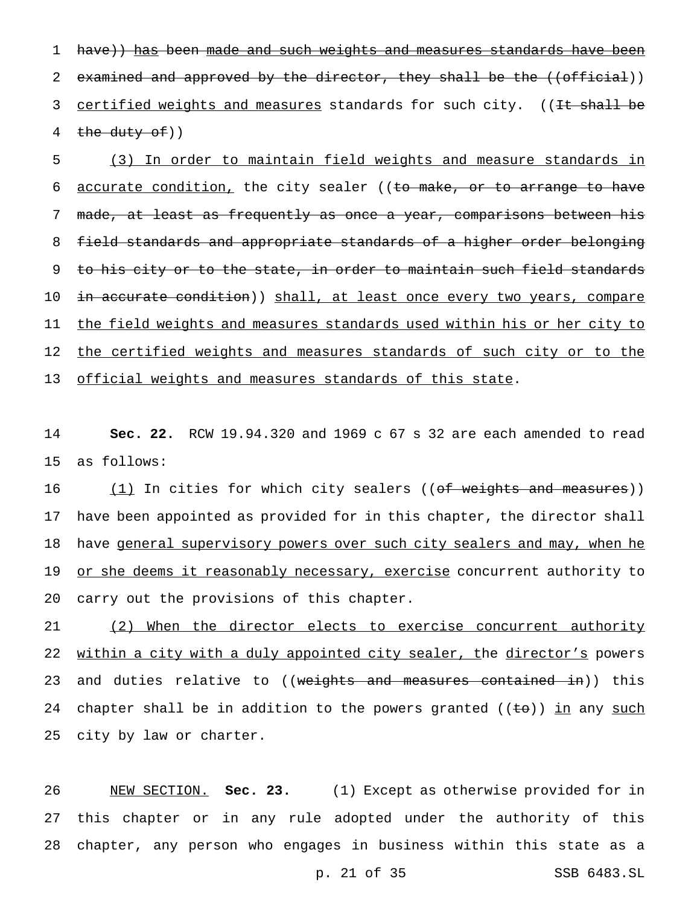have)) has been made and such weights and measures standards have been examined and approved by the director, they shall be the ((official)) certified weights and measures standards for such city. ((It shall be the duty of))

(3) In order to maintain field weights and measure standards in accurate condition, the city sealer ((to make, or to arrange to have made, at least as frequently as once a year, comparisons between his field standards and appropriate standards of a higher order belonging to his city or to the state, in order to maintain such field standards in accurate condition)) shall, at least once every two years, compare the field weights and measures standards used within his or her city to the certified weights and measures standards of such city or to the official weights and measures standards of this state.

**Sec. 22.** RCW 19.94.320 and 1969 c 67 s 32 are each amended to read as follows:

(1) In cities for which city sealers ((of weights and measures)) have been appointed as provided for in this chapter, the director shall have general supervisory powers over such city sealers and may, when he or she deems it reasonably necessary, exercise concurrent authority to carry out the provisions of this chapter.

(2) When the director elects to exercise concurrent authority within a city with a duly appointed city sealer, the director's powers and duties relative to ((weights and measures contained in)) this chapter shall be in addition to the powers granted ((to)) in any such city by law or charter.

NEW SECTION. **Sec. 23.** (1) Except as otherwise provided for in this chapter or in any rule adopted under the authority of this chapter, any person who engages in business within this state as a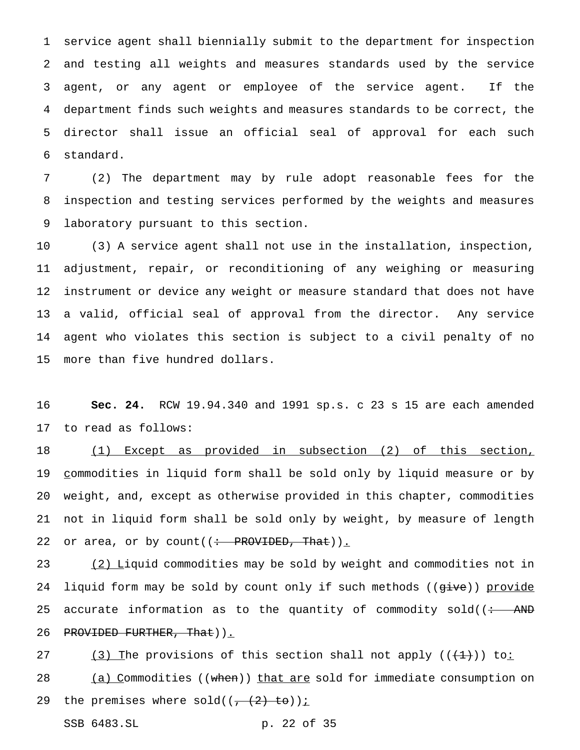service agent shall biennially submit to the department for inspection and testing all weights and measures standards used by the service agent, or any agent or employee of the service agent. If the department finds such weights and measures standards to be correct, the director shall issue an official seal of approval for each such standard.

(2) The department may by rule adopt reasonable fees for the inspection and testing services performed by the weights and measures laboratory pursuant to this section.

(3) A service agent shall not use in the installation, inspection, adjustment, repair, or reconditioning of any weighing or measuring instrument or device any weight or measure standard that does not have a valid, official seal of approval from the director. Any service agent who violates this section is subject to a civil penalty of no more than five hundred dollars.

**Sec. 24.** RCW 19.94.340 and 1991 sp.s. c 23 s 15 are each amended to read as follows:

(1) Except as provided in subsection (2) of this section, commodities in liquid form shall be sold only by liquid measure or by weight, and, except as otherwise provided in this chapter, commodities not in liquid form shall be sold only by weight, by measure of length or area, or by count((: PROVIDED, That)).

(2) Liquid commodities may be sold by weight and commodities not in liquid form may be sold by count only if such methods ((give)) provide accurate information as to the quantity of commodity sold((: AND PROVIDED FURTHER, That)).

(3) The provisions of this section shall not apply (((1))) to:

(a) Commodities ((when)) that are sold for immediate consumption on the premises where sold((, (2) to));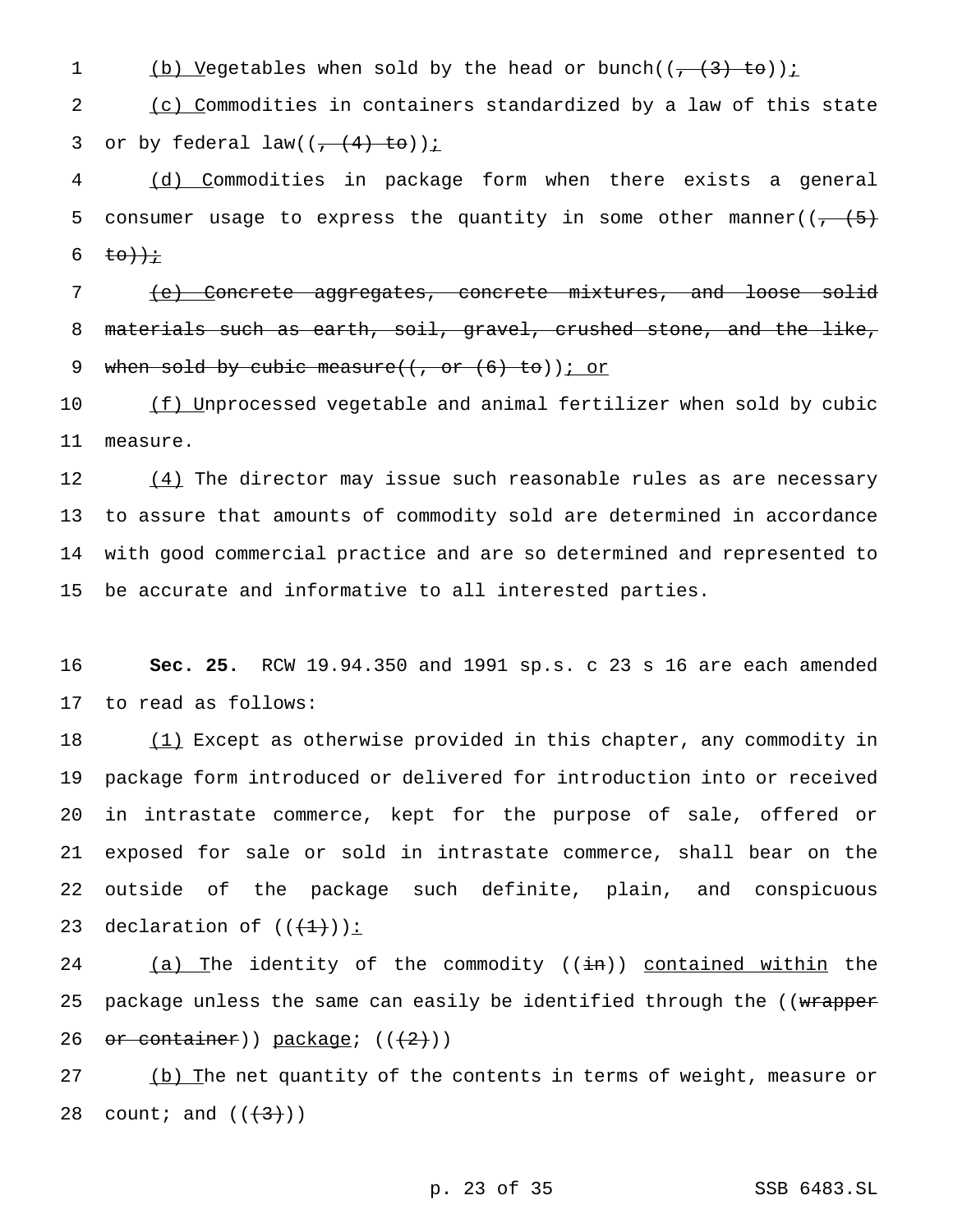(b) Vegetables when sold by the head or bunch((, (3) to));

(c) Commodities in containers standardized by a law of this state or by federal law((, (4) to));

(d) Commodities in package form when there exists a general consumer usage to express the quantity in some other manner((, (5) to));

(e) Concrete aggregates, concrete mixtures, and loose solid materials such as earth, soil, gravel, crushed stone, and the like, when sold by cubic measure((, or (6) to)); or

(f) Unprocessed vegetable and animal fertilizer when sold by cubic measure.

(4) The director may issue such reasonable rules as are necessary to assure that amounts of commodity sold are determined in accordance with good commercial practice and are so determined and represented to be accurate and informative to all interested parties.

**Sec. 25.** RCW 19.94.350 and 1991 sp.s. c 23 s 16 are each amended to read as follows:

(1) Except as otherwise provided in this chapter, any commodity in package form introduced or delivered for introduction into or received in intrastate commerce, kept for the purpose of sale, offered or exposed for sale or sold in intrastate commerce, shall bear on the outside of the package such definite, plain, and conspicuous declaration of (((1))):

(a) The identity of the commodity ((in)) contained within the package unless the same can easily be identified through the ((wrapper or container)) package; (((2)))

(b) The net quantity of the contents in terms of weight, measure or count; and (((3)))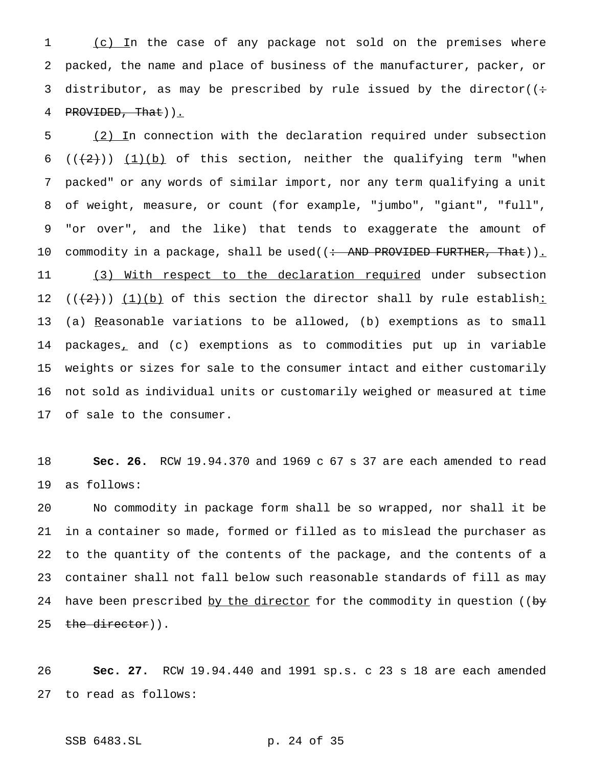(c) In the case of any package not sold on the premises where packed, the name and place of business of the manufacturer, packer, or distributor, as may be prescribed by rule issued by the director((: PROVIDED, That)).

(2) In connection with the declaration required under subsection (((2))) (1)(b) of this section, neither the qualifying term "when packed" or any words of similar import, nor any term qualifying a unit of weight, measure, or count (for example, "jumbo", "giant", "full", "or over", and the like) that tends to exaggerate the amount of commodity in a package, shall be used((: AND PROVIDED FURTHER, That)).

(3) With respect to the declaration required under subsection (((2))) (1)(b) of this section the director shall by rule establish: (a) Reasonable variations to be allowed, (b) exemptions as to small packages, and (c) exemptions as to commodities put up in variable weights or sizes for sale to the consumer intact and either customarily not sold as individual units or customarily weighed or measured at time of sale to the consumer.

**Sec. 26.** RCW 19.94.370 and 1969 c 67 s 37 are each amended to read as follows:

No commodity in package form shall be so wrapped, nor shall it be in a container so made, formed or filled as to mislead the purchaser as to the quantity of the contents of the package, and the contents of a container shall not fall below such reasonable standards of fill as may have been prescribed by the director for the commodity in question ((by the director)).

**Sec. 27.** RCW 19.94.440 and 1991 sp.s. c 23 s 18 are each amended to read as follows: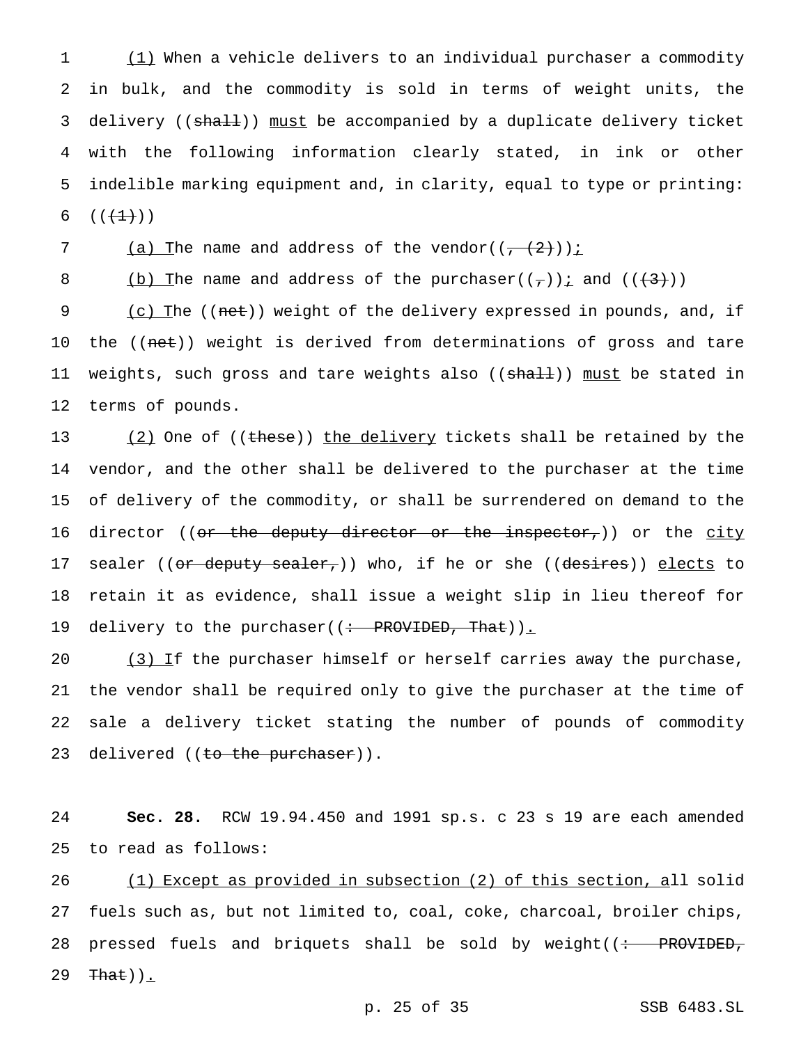(1) When a vehicle delivers to an individual purchaser a commodity in bulk, and the commodity is sold in terms of weight units, the delivery ((shall)) must be accompanied by a duplicate delivery ticket with the following information clearly stated, in ink or other indelible marking equipment and, in clarity, equal to type or printing: (((1)))

(a) The name and address of the vendor((, (2))));

(b) The name and address of the purchaser((,)); and (((3)))

(c) The ((net)) weight of the delivery expressed in pounds, and, if the ((net)) weight is derived from determinations of gross and tare weights, such gross and tare weights also ((shall)) must be stated in terms of pounds.

(2) One of ((these)) the delivery tickets shall be retained by the vendor, and the other shall be delivered to the purchaser at the time of delivery of the commodity, or shall be surrendered on demand to the director ((or the deputy director or the inspector,)) or the city sealer ((or deputy sealer,)) who, if he or she ((desires)) elects to retain it as evidence, shall issue a weight slip in lieu thereof for delivery to the purchaser((: PROVIDED, That)).

(3) If the purchaser himself or herself carries away the purchase, the vendor shall be required only to give the purchaser at the time of sale a delivery ticket stating the number of pounds of commodity delivered ((to the purchaser)).

**Sec. 28.** RCW 19.94.450 and 1991 sp.s. c 23 s 19 are each amended to read as follows:

(1) Except as provided in subsection (2) of this section, all solid fuels such as, but not limited to, coal, coke, charcoal, broiler chips, pressed fuels and briquets shall be sold by weight((: PROVIDED, That)).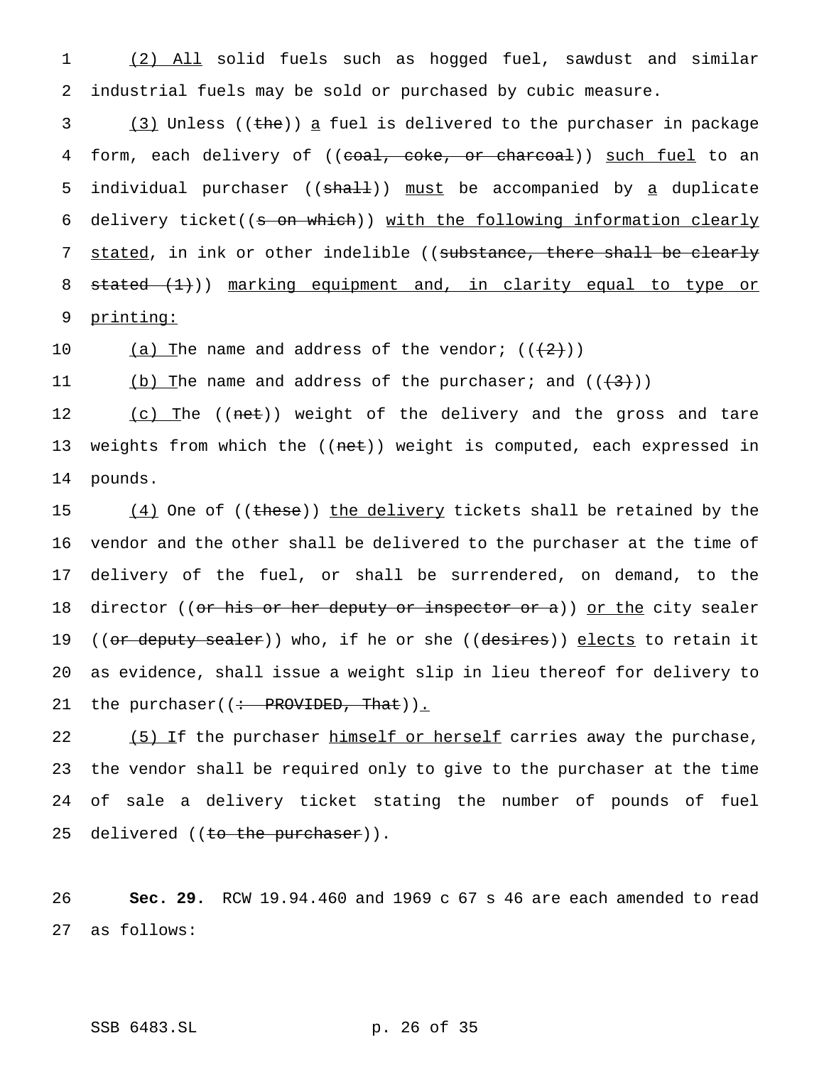(2) All solid fuels such as hogged fuel, sawdust and similar industrial fuels may be sold or purchased by cubic measure.

(3) Unless ((the)) a fuel is delivered to the purchaser in package form, each delivery of ((coal, coke, or charcoal)) such fuel to an individual purchaser ((shall)) must be accompanied by a duplicate delivery ticket((s on which)) with the following information clearly stated, in ink or other indelible ((substance, there shall be clearly stated (1))) marking equipment and, in clarity equal to type or printing:

(a) The name and address of the vendor; (((2)))

(b) The name and address of the purchaser; and (((3)))

(c) The ((net)) weight of the delivery and the gross and tare weights from which the ((net)) weight is computed, each expressed in pounds.

(4) One of ((these)) the delivery tickets shall be retained by the vendor and the other shall be delivered to the purchaser at the time of delivery of the fuel, or shall be surrendered, on demand, to the director ((or his or her deputy or inspector or a)) or the city sealer ((or deputy sealer)) who, if he or she ((desires)) elects to retain it as evidence, shall issue a weight slip in lieu thereof for delivery to the purchaser((: PROVIDED, That)).

(5) If the purchaser himself or herself carries away the purchase, the vendor shall be required only to give to the purchaser at the time of sale a delivery ticket stating the number of pounds of fuel delivered ((to the purchaser)).

**Sec. 29.** RCW 19.94.460 and 1969 c 67 s 46 are each amended to read as follows: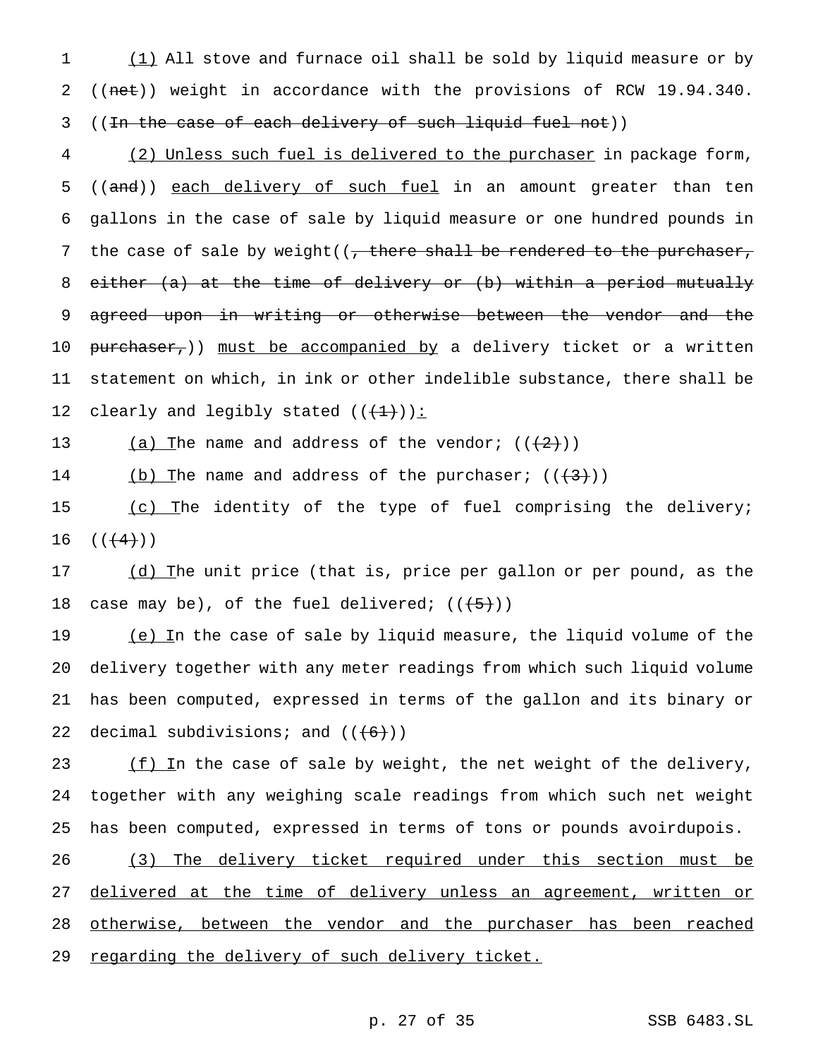(1) All stove and furnace oil shall be sold by liquid measure or by ((net)) weight in accordance with the provisions of RCW 19.94.340. ((In the case of each delivery of such liquid fuel not))

(2) Unless such fuel is delivered to the purchaser in package form, ((and)) each delivery of such fuel in an amount greater than ten gallons in the case of sale by liquid measure or one hundred pounds in the case of sale by weight((, there shall be rendered to the purchaser, either (a) at the time of delivery or (b) within a period mutually agreed upon in writing or otherwise between the vendor and the purchaser,)) must be accompanied by a delivery ticket or a written statement on which, in ink or other indelible substance, there shall be clearly and legibly stated (((1))):

(a) The name and address of the vendor; (((2)))

(b) The name and address of the purchaser; (((3)))

(c) The identity of the type of fuel comprising the delivery; (((4)))

(d) The unit price (that is, price per gallon or per pound, as the case may be), of the fuel delivered; (((5)))

(e) In the case of sale by liquid measure, the liquid volume of the delivery together with any meter readings from which such liquid volume has been computed, expressed in terms of the gallon and its binary or decimal subdivisions; and (((6)))

(f) In the case of sale by weight, the net weight of the delivery, together with any weighing scale readings from which such net weight has been computed, expressed in terms of tons or pounds avoirdupois.

(3) The delivery ticket required under this section must be delivered at the time of delivery unless an agreement, written or otherwise, between the vendor and the purchaser has been reached regarding the delivery of such delivery ticket.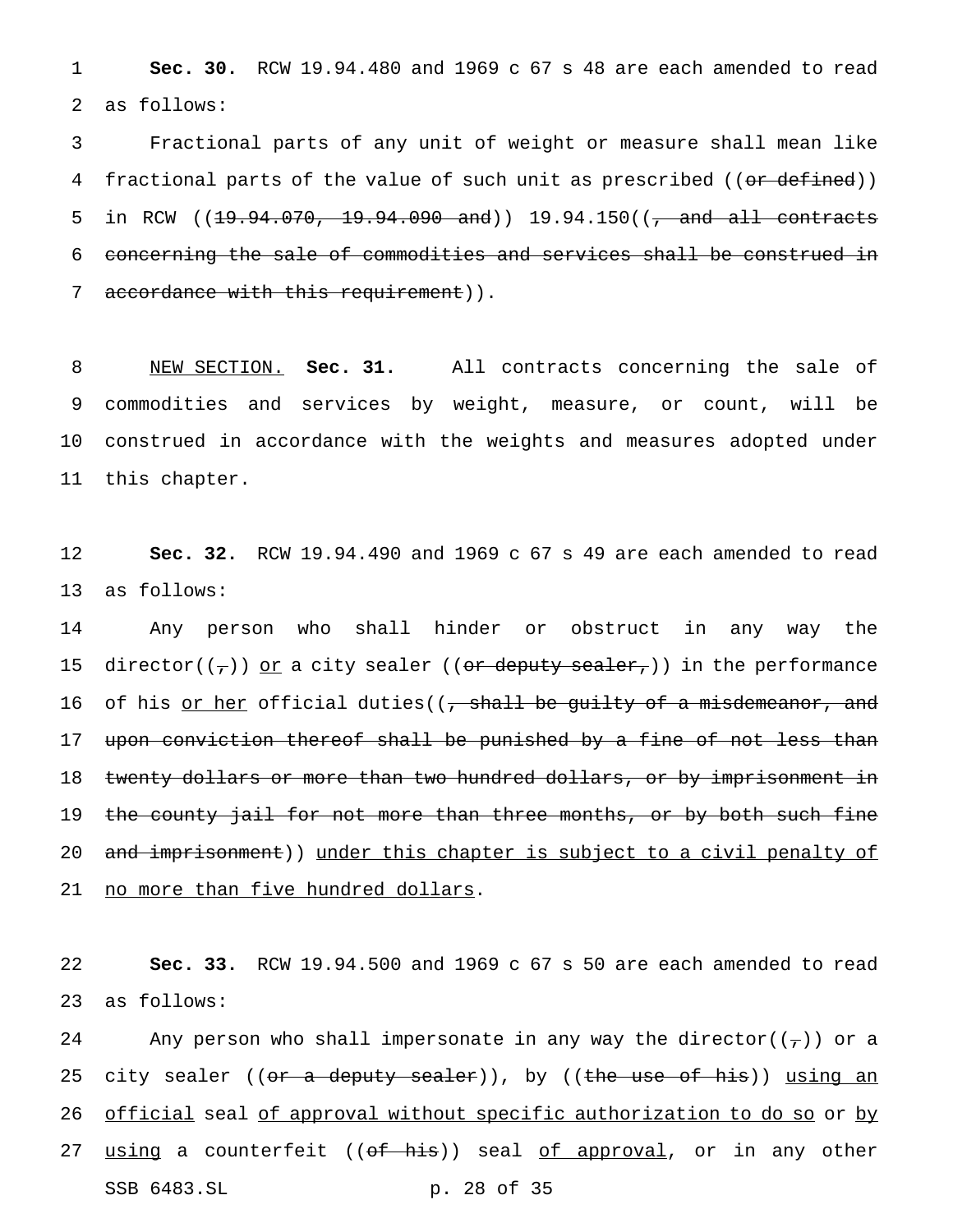**Sec. 30.** RCW 19.94.480 and 1969 c 67 s 48 are each amended to read as follows:

Fractional parts of any unit of weight or measure shall mean like fractional parts of the value of such unit as prescribed ((~~or defined~~)) in RCW ((~~19.94.070, 19.94.090 and~~)) 19.94.150((~~, and all contracts concerning the sale of commodities and services shall be construed in accordance with this requirement~~)).

<u>NEW SECTION.</u> **Sec. 31.** All contracts concerning the sale of commodities and services by weight, measure, or count, will be construed in accordance with the weights and measures adopted under this chapter.

**Sec. 32.** RCW 19.94.490 and 1969 c 67 s 49 are each amended to read as follows:

Any person who shall hinder or obstruct in any way the director((~~,~~)) <u>or</u> a city sealer ((~~or deputy sealer,~~)) in the performance of his <u>or her</u> official duties((~~, shall be guilty of a misdemeanor, and upon conviction thereof shall be punished by a fine of not less than twenty dollars or more than two hundred dollars, or by imprisonment in the county jail for not more than three months, or by both such fine and imprisonment~~)) <u>under this chapter is subject to a civil penalty of no more than five hundred dollars</u>.

**Sec. 33.** RCW 19.94.500 and 1969 c 67 s 50 are each amended to read as follows:

Any person who shall impersonate in any way the director((~~,~~)) or a city sealer ((~~or a deputy sealer~~)), by ((~~the use of his~~)) <u>using an official</u> seal <u>of approval without specific authorization to do so</u> or <u>by using</u> a counterfeit ((~~of his~~)) seal <u>of approval</u>, or in any other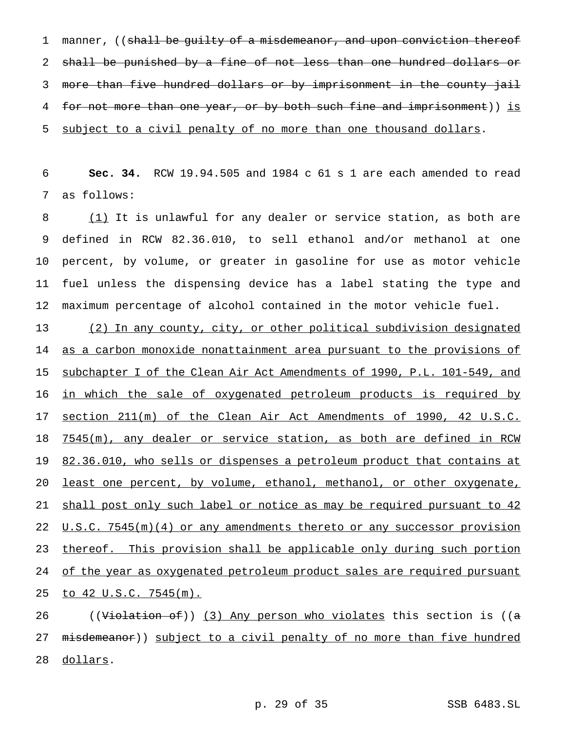manner, ((~~shall be guilty of a misdemeanor, and upon conviction thereof shall be punished by a fine of not less than one hundred dollars or more than five hundred dollars or by imprisonment in the county jail for not more than one year, or by both such fine and imprisonment~~)) <u>is subject to a civil penalty of no more than one thousand dollars</u>.

**Sec. 34.** RCW 19.94.505 and 1984 c 61 s 1 are each amended to read as follows:

<u>(1)</u> It is unlawful for any dealer or service station, as both are defined in RCW 82.36.010, to sell ethanol and/or methanol at one percent, by volume, or greater in gasoline for use as motor vehicle fuel unless the dispensing device has a label stating the type and maximum percentage of alcohol contained in the motor vehicle fuel.

<u>(2) In any county, city, or other political subdivision designated as a carbon monoxide nonattainment area pursuant to the provisions of subchapter I of the Clean Air Act Amendments of 1990, P.L. 101-549, and in which the sale of oxygenated petroleum products is required by section 211(m) of the Clean Air Act Amendments of 1990, 42 U.S.C. 7545(m), any dealer or service station, as both are defined in RCW 82.36.010, who sells or dispenses a petroleum product that contains at least one percent, by volume, ethanol, methanol, or other oxygenate, shall post only such label or notice as may be required pursuant to 42 U.S.C. 7545(m)(4) or any amendments thereto or any successor provision thereof. This provision shall be applicable only during such portion of the year as oxygenated petroleum product sales are required pursuant to 42 U.S.C. 7545(m).</u>

((~~Violation of~~)) <u>(3) Any person who violates</u> this section is ((~~a misdemeanor~~)) <u>subject to a civil penalty of no more than five hundred dollars</u>.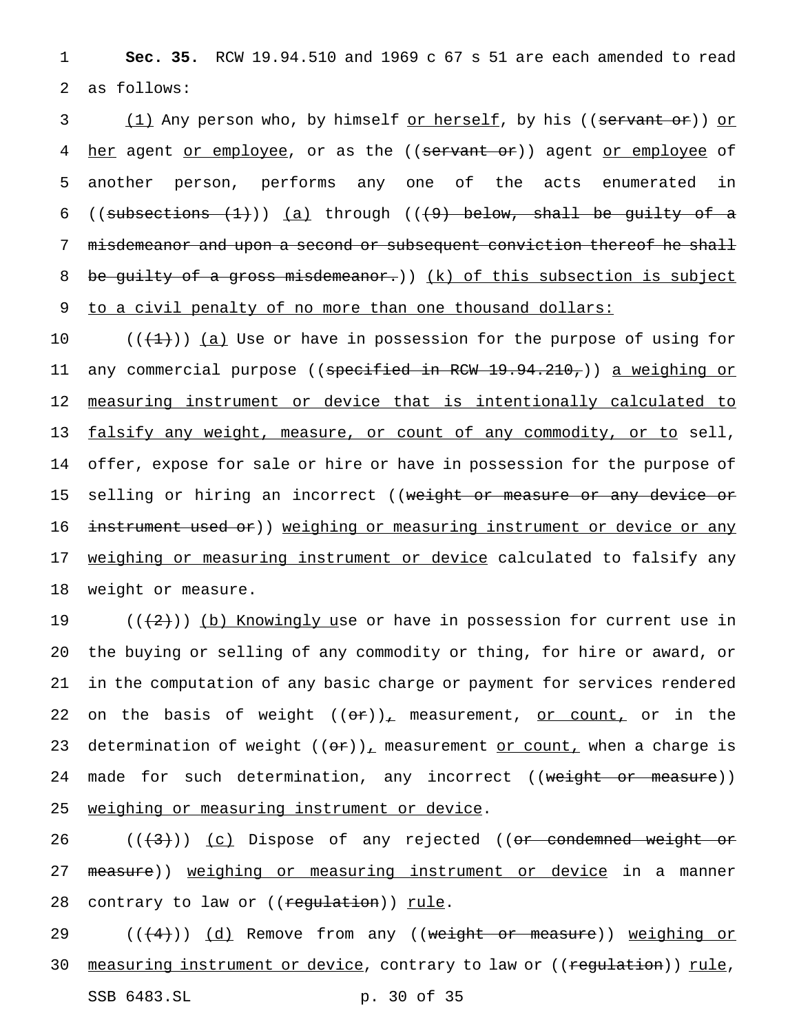**Sec. 35.** RCW 19.94.510 and 1969 c 67 s 51 are each amended to read as follows:

(1) Any person who, by himself or herself, by his ((servant or)) or her agent or employee, or as the ((servant or)) agent or employee of another person, performs any one of the acts enumerated in ((subsections (1))) (a) through (((9) below, shall be guilty of a misdemeanor and upon a second or subsequent conviction thereof he shall be guilty of a gross misdemeanor.)) (k) of this subsection is subject to a civil penalty of no more than one thousand dollars:

(((1))) (a) Use or have in possession for the purpose of using for any commercial purpose ((specified in RCW 19.94.210,)) a weighing or measuring instrument or device that is intentionally calculated to falsify any weight, measure, or count of any commodity, or to sell, offer, expose for sale or hire or have in possession for the purpose of selling or hiring an incorrect ((weight or measure or any device or instrument used or)) weighing or measuring instrument or device or any weighing or measuring instrument or device calculated to falsify any weight or measure.

(((2))) (b) Knowingly use or have in possession for current use in the buying or selling of any commodity or thing, for hire or award, or in the computation of any basic charge or payment for services rendered on the basis of weight ((or)), measurement, or count, or in the determination of weight ((or)), measurement or count, when a charge is made for such determination, any incorrect ((weight or measure)) weighing or measuring instrument or device.

(((3))) (c) Dispose of any rejected ((or condemned weight or measure)) weighing or measuring instrument or device in a manner contrary to law or ((regulation)) rule.

(((4))) (d) Remove from any ((weight or measure)) weighing or measuring instrument or device, contrary to law or ((regulation)) rule,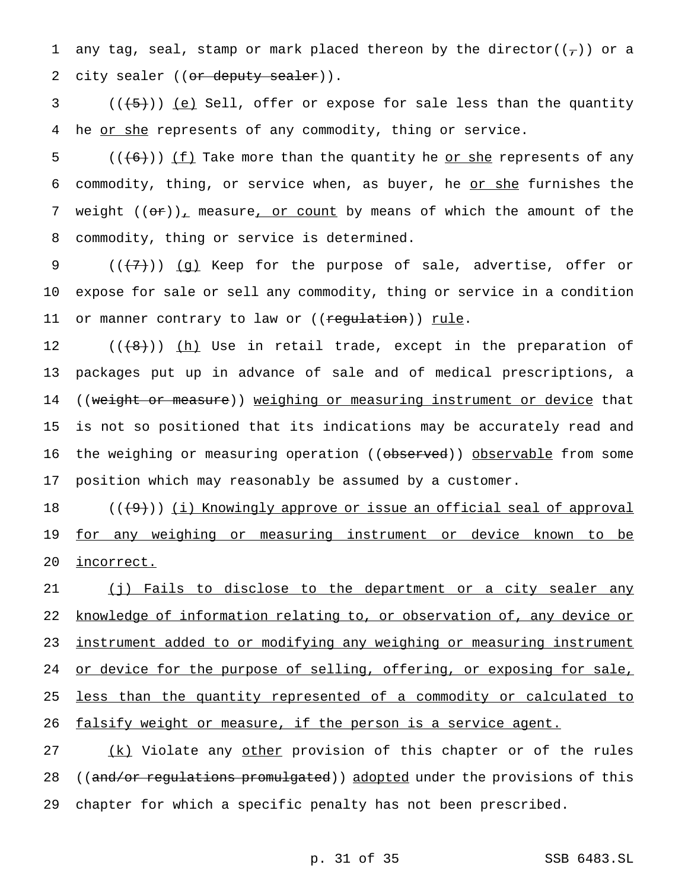any tag, seal, stamp or mark placed thereon by the director((,)) or a city sealer ((~~or deputy sealer~~)).

((~~(5)~~)) (e) Sell, offer or expose for sale less than the quantity he or she represents of any commodity, thing or service.

((~~(6)~~)) (f) Take more than the quantity he or she represents of any commodity, thing, or service when, as buyer, he or she furnishes the weight ((~~or~~)), measure, or count by means of which the amount of the commodity, thing or service is determined.

((~~(7)~~)) (g) Keep for the purpose of sale, advertise, offer or expose for sale or sell any commodity, thing or service in a condition or manner contrary to law or ((~~regulation~~)) rule.

((~~(8)~~)) (h) Use in retail trade, except in the preparation of packages put up in advance of sale and of medical prescriptions, a ((~~weight or measure~~)) weighing or measuring instrument or device that is not so positioned that its indications may be accurately read and the weighing or measuring operation ((~~observed~~)) observable from some position which may reasonably be assumed by a customer.

((~~(9)~~)) (i) Knowingly approve or issue an official seal of approval for any weighing or measuring instrument or device known to be incorrect.

(j) Fails to disclose to the department or a city sealer any knowledge of information relating to, or observation of, any device or instrument added to or modifying any weighing or measuring instrument or device for the purpose of selling, offering, or exposing for sale, less than the quantity represented of a commodity or calculated to falsify weight or measure, if the person is a service agent.

(k) Violate any other provision of this chapter or of the rules ((~~and/or regulations promulgated~~)) adopted under the provisions of this chapter for which a specific penalty has not been prescribed.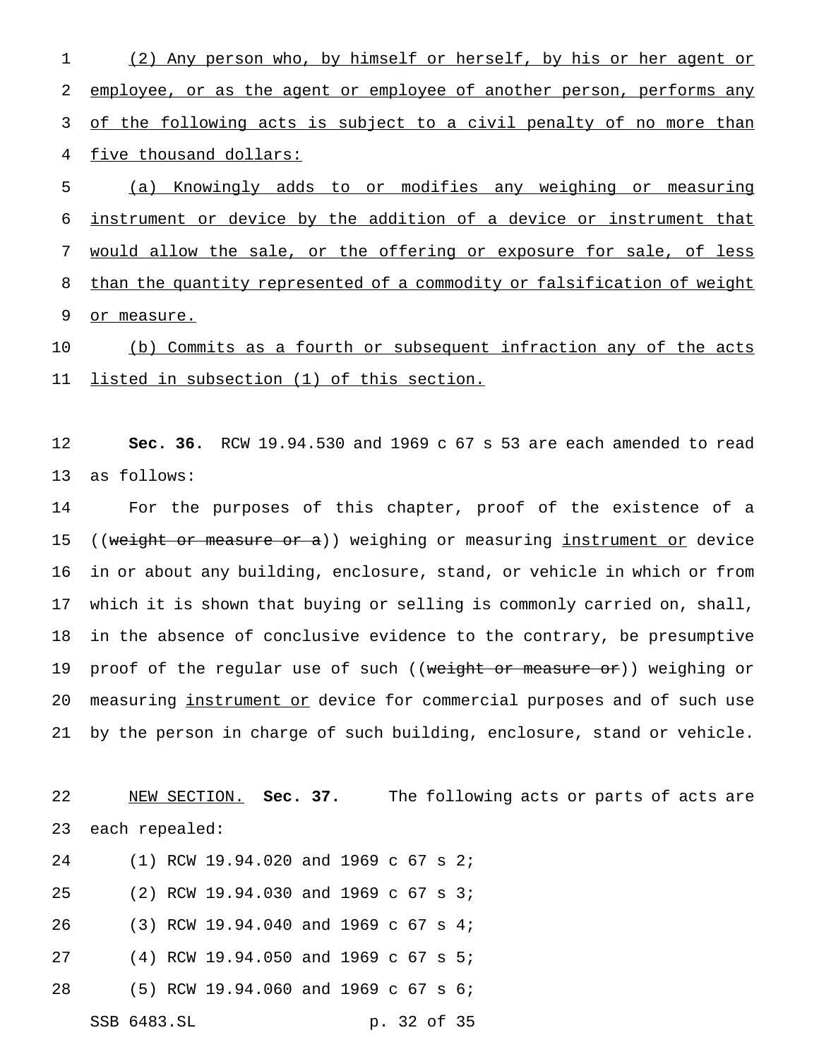(2) Any person who, by himself or herself, by his or her agent or employee, or as the agent or employee of another person, performs any of the following acts is subject to a civil penalty of no more than five thousand dollars:

(a) Knowingly adds to or modifies any weighing or measuring instrument or device by the addition of a device or instrument that would allow the sale, or the offering or exposure for sale, of less than the quantity represented of a commodity or falsification of weight or measure.

(b) Commits as a fourth or subsequent infraction any of the acts listed in subsection (1) of this section.

**Sec. 36.** RCW 19.94.530 and 1969 c 67 s 53 are each amended to read as follows:

For the purposes of this chapter, proof of the existence of a ((~~weight or measure or a~~)) weighing or measuring instrument or device in or about any building, enclosure, stand, or vehicle in which or from which it is shown that buying or selling is commonly carried on, shall, in the absence of conclusive evidence to the contrary, be presumptive proof of the regular use of such ((~~weight or measure or~~)) weighing or measuring instrument or device for commercial purposes and of such use by the person in charge of such building, enclosure, stand or vehicle.

NEW SECTION. **Sec. 37.** The following acts or parts of acts are each repealed:

(1) RCW 19.94.020 and 1969 c 67 s 2;

(2) RCW 19.94.030 and 1969 c 67 s 3;

(3) RCW 19.94.040 and 1969 c 67 s 4;

(4) RCW 19.94.050 and 1969 c 67 s 5;

(5) RCW 19.94.060 and 1969 c 67 s 6;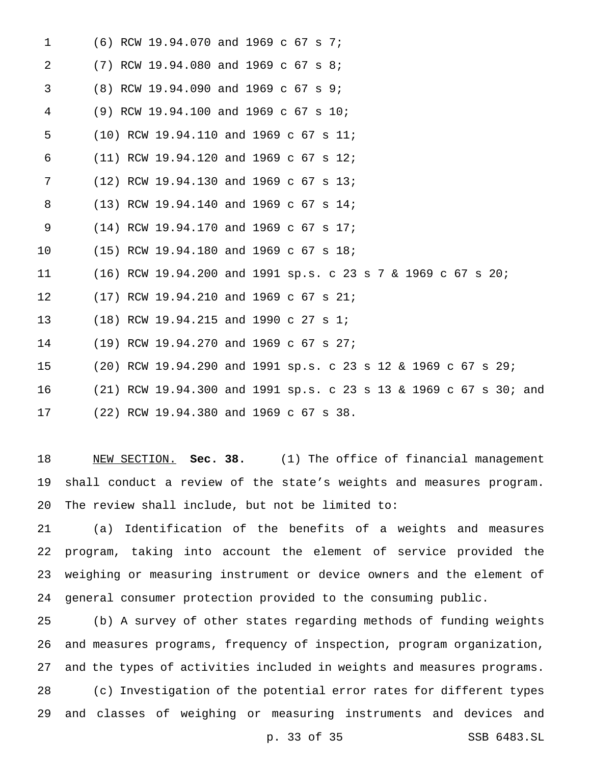(6) RCW 19.94.070 and 1969 c 67 s 7;

(7) RCW 19.94.080 and 1969 c 67 s 8;

(8) RCW 19.94.090 and 1969 c 67 s 9;

(9) RCW 19.94.100 and 1969 c 67 s 10;

(10) RCW 19.94.110 and 1969 c 67 s 11;

(11) RCW 19.94.120 and 1969 c 67 s 12;

(12) RCW 19.94.130 and 1969 c 67 s 13;

(13) RCW 19.94.140 and 1969 c 67 s 14;

(14) RCW 19.94.170 and 1969 c 67 s 17;

(15) RCW 19.94.180 and 1969 c 67 s 18;

(16) RCW 19.94.200 and 1991 sp.s. c 23 s 7 & 1969 c 67 s 20;

(17) RCW 19.94.210 and 1969 c 67 s 21;

(18) RCW 19.94.215 and 1990 c 27 s 1;

(19) RCW 19.94.270 and 1969 c 67 s 27;

(20) RCW 19.94.290 and 1991 sp.s. c 23 s 12 & 1969 c 67 s 29;

(21) RCW 19.94.300 and 1991 sp.s. c 23 s 13 & 1969 c 67 s 30; and

(22) RCW 19.94.380 and 1969 c 67 s 38.

NEW SECTION. **Sec. 38.** (1) The office of financial management shall conduct a review of the state's weights and measures program. The review shall include, but not be limited to:

(a) Identification of the benefits of a weights and measures program, taking into account the element of service provided the weighing or measuring instrument or device owners and the element of general consumer protection provided to the consuming public.

(b) A survey of other states regarding methods of funding weights and measures programs, frequency of inspection, program organization, and the types of activities included in weights and measures programs.

(c) Investigation of the potential error rates for different types and classes of weighing or measuring instruments and devices and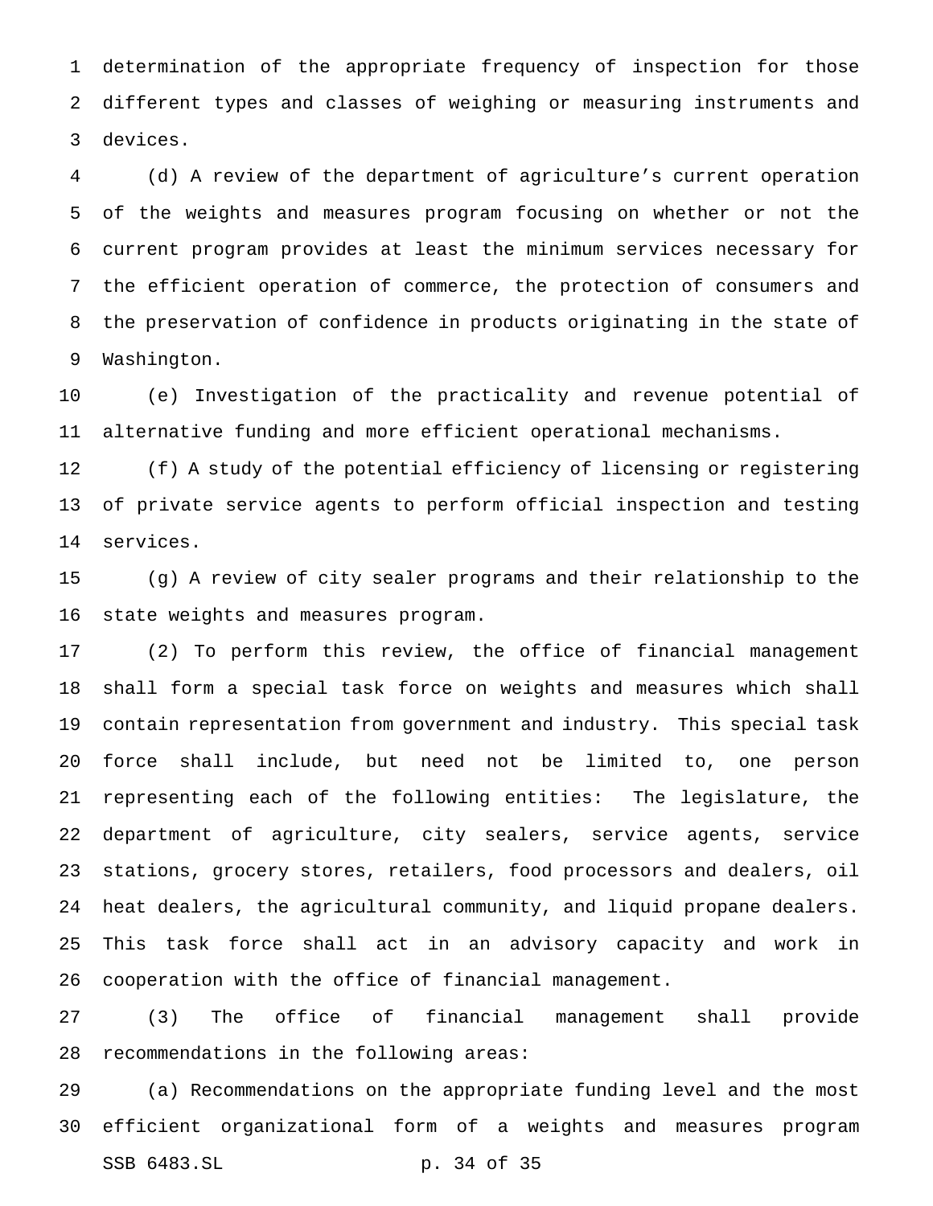determination of the appropriate frequency of inspection for those different types and classes of weighing or measuring instruments and devices.

(d) A review of the department of agriculture's current operation of the weights and measures program focusing on whether or not the current program provides at least the minimum services necessary for the efficient operation of commerce, the protection of consumers and the preservation of confidence in products originating in the state of Washington.

(e) Investigation of the practicality and revenue potential of alternative funding and more efficient operational mechanisms.

(f) A study of the potential efficiency of licensing or registering of private service agents to perform official inspection and testing services.

(g) A review of city sealer programs and their relationship to the state weights and measures program.

(2) To perform this review, the office of financial management shall form a special task force on weights and measures which shall contain representation from government and industry. This special task force shall include, but need not be limited to, one person representing each of the following entities: The legislature, the department of agriculture, city sealers, service agents, service stations, grocery stores, retailers, food processors and dealers, oil heat dealers, the agricultural community, and liquid propane dealers. This task force shall act in an advisory capacity and work in cooperation with the office of financial management.

(3) The office of financial management shall provide recommendations in the following areas:

(a) Recommendations on the appropriate funding level and the most efficient organizational form of a weights and measures program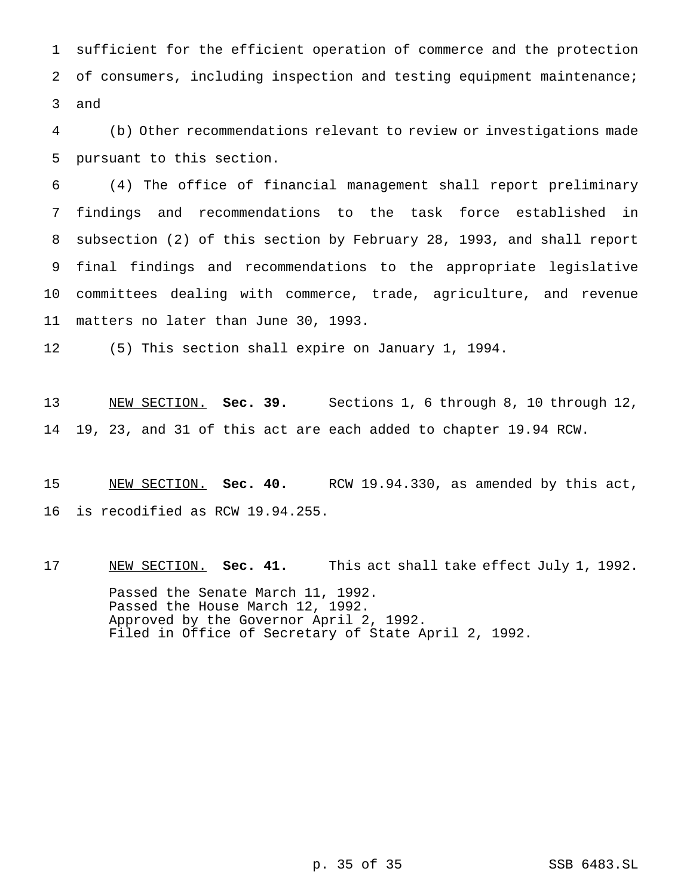sufficient for the efficient operation of commerce and the protection of consumers, including inspection and testing equipment maintenance; and

(b) Other recommendations relevant to review or investigations made pursuant to this section.

(4) The office of financial management shall report preliminary findings and recommendations to the task force established in subsection (2) of this section by February 28, 1993, and shall report final findings and recommendations to the appropriate legislative committees dealing with commerce, trade, agriculture, and revenue matters no later than June 30, 1993.

(5) This section shall expire on January 1, 1994.

NEW SECTION. **Sec. 39.** Sections 1, 6 through 8, 10 through 12, 19, 23, and 31 of this act are each added to chapter 19.94 RCW.

NEW SECTION. **Sec. 40.** RCW 19.94.330, as amended by this act, is recodified as RCW 19.94.255.

NEW SECTION. **Sec. 41.** This act shall take effect July 1, 1992.

Passed the Senate March 11, 1992.
Passed the House March 12, 1992.
Approved by the Governor April 2, 1992.
Filed in Office of Secretary of State April 2, 1992.